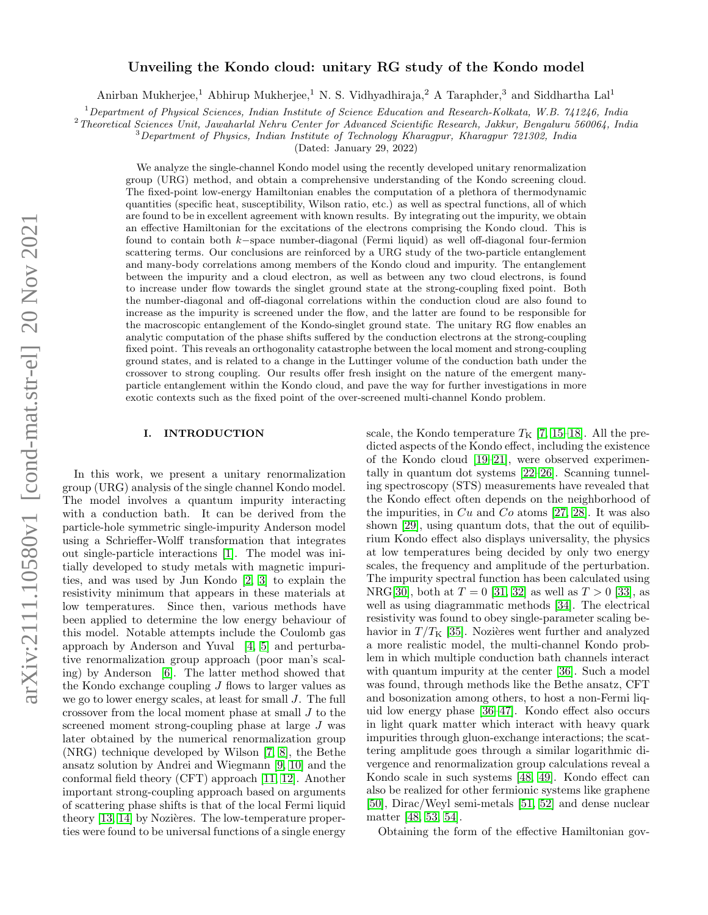# Unveiling the Kondo cloud: unitary RG study of the Kondo model

Anirban Mukherjee,[1] Abhirup Mukherjee,[1] N. S. Vidhyadhiraja,[2] A Taraphder,[3] and Siddhartha Lal[1]

[1] *Department of Physical Sciences, Indian Institute of Science Education and Research-Kolkata, W.B. 741246, India*
[2] *Theoretical Sciences Unit, Jawaharlal Nehru Center for Advanced Scientific Research, Jakkur, Bengaluru 560064, India*
[3] *Department of Physics, Indian Institute of Technology Kharagpur, Kharagpur 721302, India*

(Dated: January 29, 2022)

We analyze the single-channel Kondo model using the recently developed unitary renormalization group (URG) method, and obtain a comprehensive understanding of the Kondo screening cloud. The fixed-point low-energy Hamiltonian enables the computation of a plethora of thermodynamic quantities (specific heat, susceptibility, Wilson ratio, etc.) as well as spectral functions, all of which are found to be in excellent agreement with known results. By integrating out the impurity, we obtain an effective Hamiltonian for the excitations of the electrons comprising the Kondo cloud. This is found to contain both $k-$space number-diagonal (Fermi liquid) as well off-diagonal four-fermion scattering terms. Our conclusions are reinforced by a URG study of the two-particle entanglement and many-body correlations among members of the Kondo cloud and impurity. The entanglement between the impurity and a cloud electron, as well as between any two cloud electrons, is found to increase under flow towards the singlet ground state at the strong-coupling fixed point. Both the number-diagonal and off-diagonal correlations within the conduction cloud are also found to increase as the impurity is screened under the flow, and the latter are found to be responsible for the macroscopic entanglement of the Kondo-singlet ground state. The unitary RG flow enables an analytic computation of the phase shifts suffered by the conduction electrons at the strong-coupling fixed point. This reveals an orthogonality catastrophe between the local moment and strong-coupling ground states, and is related to a change in the Luttinger volume of the conduction bath under the crossover to strong coupling. Our results offer fresh insight on the nature of the emergent many-particle entanglement within the Kondo cloud, and pave the way for further investigations in more exotic contexts such as the fixed point of the over-screened multi-channel Kondo problem.

## I. INTRODUCTION

In this work, we present a unitary renormalization group (URG) analysis of the single channel Kondo model. The model involves a quantum impurity interacting with a conduction bath. It can be derived from the particle-hole symmetric single-impurity Anderson model using a Schrieffer-Wolff transformation that integrates out single-particle interactions [1]. The model was initially developed to study metals with magnetic impurities, and was used by Jun Kondo [2, 3] to explain the resistivity minimum that appears in these materials at low temperatures. Since then, various methods have been applied to determine the low energy behaviour of this model. Notable attempts include the Coulomb gas approach by Anderson and Yuval [4, 5] and perturbative renormalization group approach (poor man's scaling) by Anderson [6]. The latter method showed that the Kondo exchange coupling $J$ flows to larger values as we go to lower energy scales, at least for small $J$. The full crossover from the local moment phase at small $J$ to the screened moment strong-coupling phase at large $J$ was later obtained by the numerical renormalization group (NRG) technique developed by Wilson [7, 8], the Bethe ansatz solution by Andrei and Wiegmann [9, 10] and the conformal field theory (CFT) approach [11, 12]. Another important strong-coupling approach based on arguments of scattering phase shifts is that of the local Fermi liquid theory [13, 14] by Nozières. The low-temperature properties were found to be universal functions of a single energy scale, the Kondo temperature $T_{\mathrm{K}}$ [7, 15–18]. All the predicted aspects of the Kondo effect, including the existence of the Kondo cloud [19–21], were observed experimentally in quantum dot systems [22–26]. Scanning tunneling spectroscopy (STS) measurements have revealed that the Kondo effect often depends on the neighborhood of the impurities, in $Cu$ and $Co$ atoms [27, 28]. It was also shown [29], using quantum dots, that the out of equilibrium Kondo effect also displays universality, the physics at low temperatures being decided by only two energy scales, the frequency and amplitude of the perturbation. The impurity spectral function has been calculated using NRG[30], both at $T = 0$ [31, 32] as well as $T > 0$ [33], as well as using diagrammatic methods [34]. The electrical resistivity was found to obey single-parameter scaling behavior in $T/T_{\mathrm{K}}$ [35]. Nozières went further and analyzed a more realistic model, the multi-channel Kondo problem in which multiple conduction bath channels interact with quantum impurity at the center [36]. Such a model was found, through methods like the Bethe ansatz, CFT and bosonization among others, to host a non-Fermi liquid low energy phase [36–47]. Kondo effect also occurs in light quark matter which interact with heavy quark impurities through gluon-exchange interactions; the scattering amplitude goes through a similar logarithmic divergence and renormalization group calculations reveal a Kondo scale in such systems [48, 49]. Kondo effect can also be realized for other fermionic systems like graphene [50], Dirac/Weyl semi-metals [51, 52] and dense nuclear matter [48, 53, 54].

Obtaining the form of the effective Hamiltonian gov-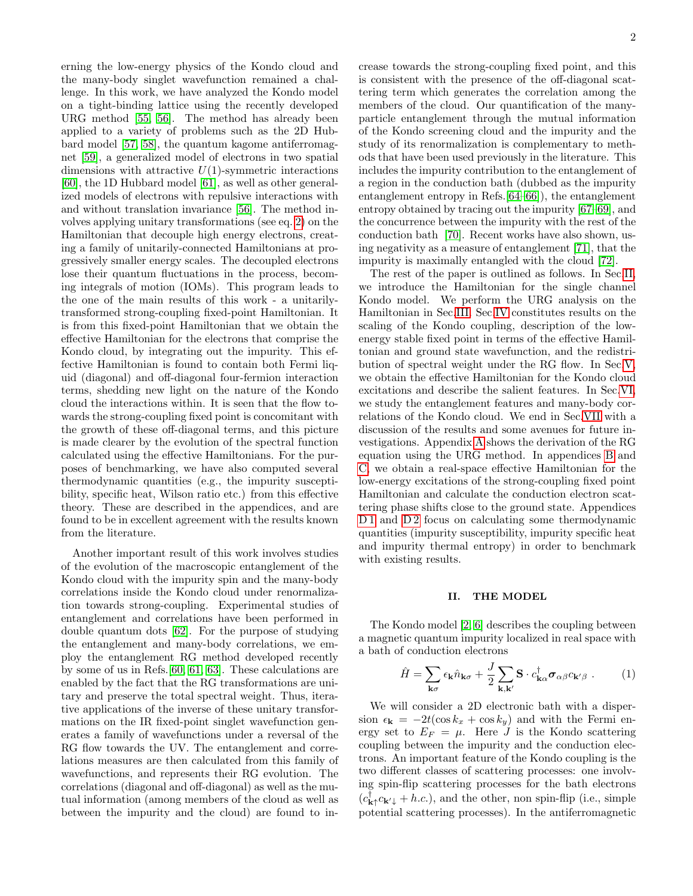erning the low-energy physics of the Kondo cloud and the many-body singlet wavefunction remained a challenge. In this work, we have analyzed the Kondo model on a tight-binding lattice using the recently developed URG method [55, 56]. The method has already been applied to a variety of problems such as the 2D Hubbard model [57, 58], the quantum kagome antiferromagnet [59], a generalized model of electrons in two spatial dimensions with attractive $U(1)$-symmetric interactions [60], the 1D Hubbard model [61], as well as other generalized models of electrons with repulsive interactions with and without translation invariance [56]. The method involves applying unitary transformations (see eq. 2) on the Hamiltonian that decouple high energy electrons, creating a family of unitarily-connected Hamiltonians at progressively smaller energy scales. The decoupled electrons lose their quantum fluctuations in the process, becoming integrals of motion (IOMs). This program leads to the one of the main results of this work - a unitarily-transformed strong-coupling fixed-point Hamiltonian. It is from this fixed-point Hamiltonian that we obtain the effective Hamiltonian for the electrons that comprise the Kondo cloud, by integrating out the impurity. This effective Hamiltonian is found to contain both Fermi liquid (diagonal) and off-diagonal four-fermion interaction terms, shedding new light on the nature of the Kondo cloud the interactions within. It is seen that the flow towards the strong-coupling fixed point is concomitant with the growth of these off-diagonal terms, and this picture is made clearer by the evolution of the spectral function calculated using the effective Hamiltonians. For the purposes of benchmarking, we have also computed several thermodynamic quantities (e.g., the impurity susceptibility, specific heat, Wilson ratio etc.) from this effective theory. These are described in the appendices, and are found to be in excellent agreement with the results known from the literature.

Another important result of this work involves studies of the evolution of the macroscopic entanglement of the Kondo cloud with the impurity spin and the many-body correlations inside the Kondo cloud under renormalization towards strong-coupling. Experimental studies of entanglement and correlations have been performed in double quantum dots [62]. For the purpose of studying the entanglement and many-body correlations, we employ the entanglement RG method developed recently by some of us in Refs. [60, 61, 63]. These calculations are enabled by the fact that the RG transformations are unitary and preserve the total spectral weight. Thus, iterative applications of the inverse of these unitary transformations on the IR fixed-point singlet wavefunction generates a family of wavefunctions under a reversal of the RG flow towards the UV. The entanglement and correlations measures are then calculated from this family of wavefunctions, and represents their RG evolution. The correlations (diagonal and off-diagonal) as well as the mutual information (among members of the cloud as well as between the impurity and the cloud) are found to increase towards the strong-coupling fixed point, and this is consistent with the presence of the off-diagonal scattering term which generates the correlation among the members of the cloud. Our quantification of the many-particle entanglement through the mutual information of the Kondo screening cloud and the impurity and the study of its renormalization is complementary to methods that have been used previously in the literature. This includes the impurity contribution to the entanglement of a region in the conduction bath (dubbed as the impurity entanglement entropy in Refs. [64–66]), the entanglement entropy obtained by tracing out the impurity [67–69], and the concurrence between the impurity with the rest of the conduction bath [70]. Recent works have also shown, using negativity as a measure of entanglement [71], that the impurity is maximally entangled with the cloud [72].

The rest of the paper is outlined as follows. In Sec.II, we introduce the Hamiltonian for the single channel Kondo model. We perform the URG analysis on the Hamiltonian in Sec.III. Sec.IV constitutes results on the scaling of the Kondo coupling, description of the low-energy stable fixed point in terms of the effective Hamiltonian and ground state wavefunction, and the redistribution of spectral weight under the RG flow. In Sec.V, we obtain the effective Hamiltonian for the Kondo cloud excitations and describe the salient features. In Sec.VI, we study the entanglement features and many-body correlations of the Kondo cloud. We end in Sec.VII with a discussion of the results and some avenues for future investigations. Appendix A shows the derivation of the RG equation using the URG method. In appendices B and C, we obtain a real-space effective Hamiltonian for the low-energy excitations of the strong-coupling fixed point Hamiltonian and calculate the conduction electron scattering phase shifts close to the ground state. Appendices D 1 and D 2 focus on calculating some thermodynamic quantities (impurity susceptibility, impurity specific heat and impurity thermal entropy) in order to benchmark with existing results.

## II. THE MODEL

The Kondo model [2, 6] describes the coupling between a magnetic quantum impurity localized in real space with a bath of conduction electrons

$$\hat{H} = \sum_{\mathbf{k}\sigma} \epsilon_{\mathbf{k}} \hat{n}_{\mathbf{k}\sigma} + \frac{J}{2} \sum_{\mathbf{k},\mathbf{k}'} \mathbf{S} \cdot c^\dagger_{\mathbf{k}\alpha} \boldsymbol{\sigma}_{\alpha\beta} c_{\mathbf{k}'\beta} \ . \qquad (1)$$

We will consider a 2D electronic bath with a dispersion $\epsilon_{\mathbf{k}} = -2t(\cos k_x + \cos k_y)$ and with the Fermi energy set to $E_F = \mu$. Here $J$ is the Kondo scattering coupling between the impurity and the conduction electrons. An important feature of the Kondo coupling is the two different classes of scattering processes: one involving spin-flip scattering processes for the bath electrons ($c^\dagger_{\mathbf{k}\uparrow} c_{\mathbf{k}'\downarrow} + h.c.$), and the other, non spin-flip (i.e., simple potential scattering processes). In the antiferromagnetic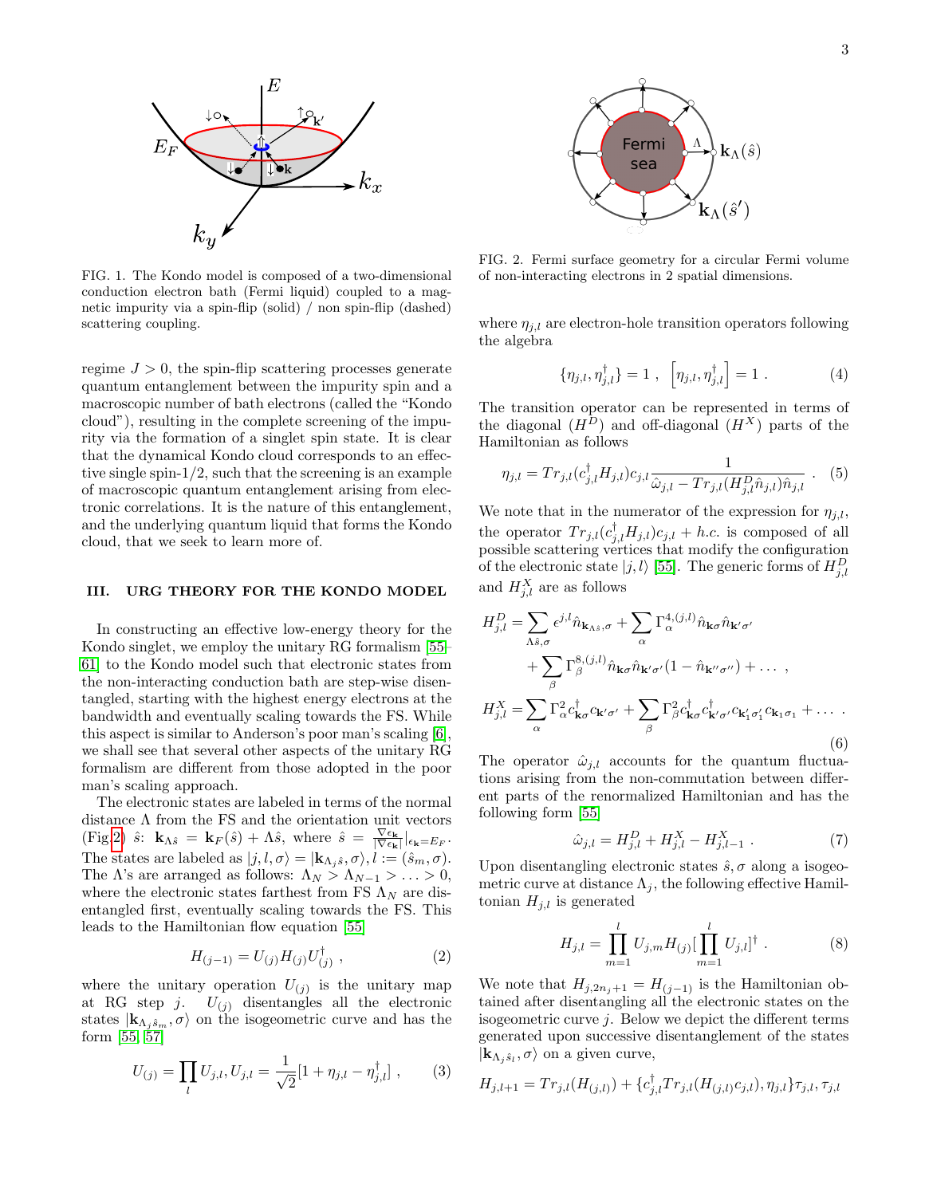FIG. 1. The Kondo model is composed of a two-dimensional conduction electron bath (Fermi liquid) coupled to a magnetic impurity via a spin-flip (solid) / non spin-flip (dashed) scattering coupling.

regime $J > 0$, the spin-flip scattering processes generate quantum entanglement between the impurity spin and a macroscopic number of bath electrons (called the "Kondo cloud"), resulting in the complete screening of the impurity via the formation of a singlet spin state. It is clear that the dynamical Kondo cloud corresponds to an effective single spin-1/2, such that the screening is an example of macroscopic quantum entanglement arising from electronic correlations. It is the nature of this entanglement, and the underlying quantum liquid that forms the Kondo cloud, that we seek to learn more of.

## III. URG THEORY FOR THE KONDO MODEL

In constructing an effective low-energy theory for the Kondo singlet, we employ the unitary RG formalism [55–61] to the Kondo model such that electronic states from the non-interacting conduction bath are step-wise disentangled, starting with the highest energy electrons at the bandwidth and eventually scaling towards the FS. While this aspect is similar to Anderson's poor man's scaling [6], we shall see that several other aspects of the unitary RG formalism are different from those adopted in the poor man's scaling approach.

The electronic states are labeled in terms of the normal distance $\Lambda$ from the FS and the orientation unit vectors (Fig.2) $\hat{s}$: $\mathbf{k}_{\Lambda\hat{s}} = \mathbf{k}_F(\hat{s}) + \Lambda\hat{s}$, where $\hat{s} = \frac{\nabla\epsilon_{\mathbf{k}}}{|\nabla\epsilon_{\mathbf{k}}|}|_{\epsilon_{\mathbf{k}}=E_F}$. The states are labeled as $|j,l,\sigma\rangle = |\mathbf{k}_{\Lambda_j\hat{s}},\sigma\rangle, l := (\hat{s}_m,\sigma)$. The $\Lambda$'s are arranged as follows: $\Lambda_N > \Lambda_{N-1} > \ldots > 0$, where the electronic states farthest from FS $\Lambda_N$ are disentangled first, eventually scaling towards the FS. This leads to the Hamiltonian flow equation [55]

$$H_{(j-1)} = U_{(j)}H_{(j)}U^\dagger_{(j)} \;, \tag{2}$$

where the unitary operation $U_{(j)}$ is the unitary map at RG step $j$. $U_{(j)}$ disentangles all the electronic states $|\mathbf{k}_{\Lambda_j\hat{s}_m},\sigma\rangle$ on the isogeometric curve and has the form [55, 57]

$$U_{(j)} = \prod_l U_{j,l}, U_{j,l} = \frac{1}{\sqrt{2}}[1 + \eta_{j,l} - \eta^\dagger_{j,l}] \;, \tag{3}$$

FIG. 2. Fermi surface geometry for a circular Fermi volume of non-interacting electrons in 2 spatial dimensions.

where $\eta_{j,l}$ are electron-hole transition operators following the algebra

$$\{\eta_{j,l},\eta^\dagger_{j,l}\} = 1 \;, \;\; \left[\eta_{j,l},\eta^\dagger_{j,l}\right] = 1 \;. \tag{4}$$

The transition operator can be represented in terms of the diagonal ($H^D$) and off-diagonal ($H^X$) parts of the Hamiltonian as follows

$$\eta_{j,l} = Tr_{j,l}(c^\dagger_{j,l}H_{j,l})c_{j,l}\frac{1}{\hat{\omega}_{j,l} - Tr_{j,l}(H^D_{j,l}\hat{n}_{j,l})\hat{n}_{j,l}} \;. \tag{5}$$

We note that in the numerator of the expression for $\eta_{j,l}$, the operator $Tr_{j,l}(c^\dagger_{j,l}H_{j,l})c_{j,l} + h.c.$ is composed of all possible scattering vertices that modify the configuration of the electronic state $|j,l\rangle$ [55]. The generic forms of $H^D_{j,l}$ and $H^X_{j,l}$ are as follows

$$\begin{aligned}
H^D_{j,l} =& \sum_{\Lambda\hat{s},\sigma}\epsilon^{j,l}\hat{n}_{\mathbf{k}_{\Lambda\hat{s}},\sigma} + \sum_\alpha \Gamma^{4,(j,l)}_\alpha \hat{n}_{\mathbf{k}\sigma}\hat{n}_{\mathbf{k}'\sigma'} \\
&+ \sum_\beta \Gamma^{8,(j,l)}_\beta \hat{n}_{\mathbf{k}\sigma}\hat{n}_{\mathbf{k}'\sigma'}(1-\hat{n}_{\mathbf{k}''\sigma''}) + \ldots \;, \\
H^X_{j,l} =& \sum_\alpha \Gamma^2_\alpha c^\dagger_{\mathbf{k}\sigma}c_{\mathbf{k}'\sigma'} + \sum_\beta \Gamma^2_\beta c^\dagger_{\mathbf{k}\sigma}c^\dagger_{\mathbf{k}'\sigma'}c_{\mathbf{k}'_1\sigma'_1}c_{\mathbf{k}_1\sigma_1} + \ldots \;.
\end{aligned} \tag{6}$$

The operator $\hat{\omega}_{j,l}$ accounts for the quantum fluctuations arising from the non-commutation between different parts of the renormalized Hamiltonian and has the following form [55]

$$\hat{\omega}_{j,l} = H^D_{j,l} + H^X_{j,l} - H^X_{j,l-1} \;. \tag{7}$$

Upon disentangling electronic states $\hat{s},\sigma$ along a isogeometric curve at distance $\Lambda_j$, the following effective Hamiltonian $H_{j,l}$ is generated

$$H_{j,l} = \prod_{m=1}^{l} U_{j,m}H_{(j)}[\prod_{m=1}^{l} U_{j,l}]^\dagger \;. \tag{8}$$

We note that $H_{j,2n_j+1} = H_{(j-1)}$ is the Hamiltonian obtained after disentangling all the electronic states on the isogeometric curve $j$. Below we depict the different terms generated upon successive disentanglement of the states $|\mathbf{k}_{\Lambda_j\hat{s}_l},\sigma\rangle$ on a given curve,

$$H_{j,l+1} = Tr_{j,l}(H_{(j,l)}) + \{c^\dagger_{j,l}Tr_{j,l}(H_{(j,l)}c_{j,l}),\eta_{j,l}\}\tau_{j,l},\tau_{j,l}$$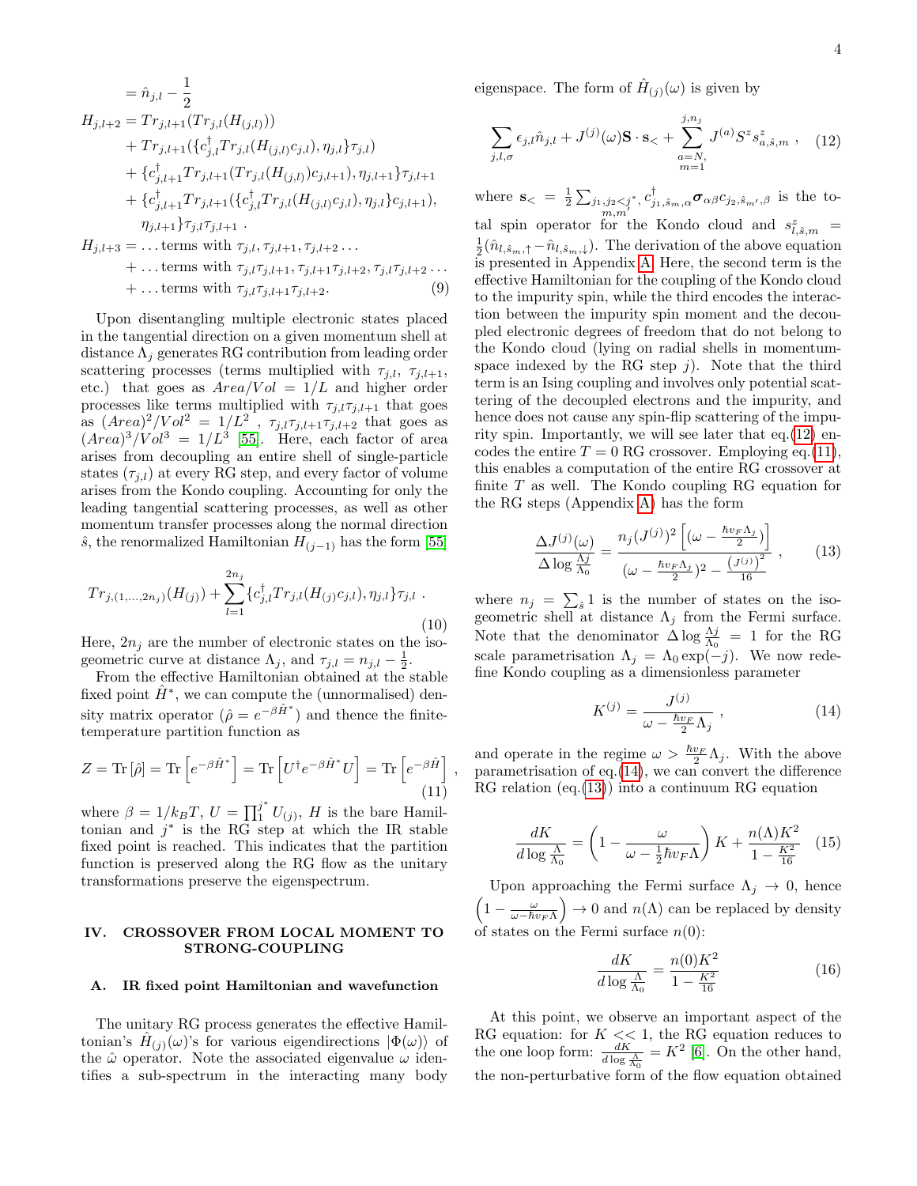$$
\begin{aligned}
&= \hat{n}_{j,l} - \frac{1}{2} \\
H_{j,l+2} &= Tr_{j,l+1}(Tr_{j,l}(H_{(j,l)})) \\
&+ Tr_{j,l+1}(\{c^{\dagger}_{j,l}Tr_{j,l}(H_{(j,l)}c_{j,l}), \eta_{j,l}\}\tau_{j,l}) \\
&+ \{c^{\dagger}_{j,l+1}Tr_{j,l+1}(Tr_{j,l}(H_{(j,l)})c_{j,l+1}), \eta_{j,l+1}\}\tau_{j,l+1} \\
&+ \{c^{\dagger}_{j,l+1}Tr_{j,l+1}(\{c^{\dagger}_{j,l}Tr_{j,l}(H_{(j,l)}c_{j,l}), \eta_{j,l}\}c_{j,l+1}), \\
&\quad \eta_{j,l+1}\}\tau_{j,l}\tau_{j,l+1} \; . \\
H_{j,l+3} &= \ldots \text{terms with } \tau_{j,l}, \tau_{j,l+1}, \tau_{j,l+2} \ldots \\
&+ \ldots \text{terms with } \tau_{j,l}\tau_{j,l+1}, \tau_{j,l+1}\tau_{j,l+2}, \tau_{j,l}\tau_{j,l+2} \ldots \\
&+ \ldots \text{terms with } \tau_{j,l}\tau_{j,l+1}\tau_{j,l+2}. \qquad (9)
\end{aligned}
$$

Upon disentangling multiple electronic states placed in the tangential direction on a given momentum shell at distance $\Lambda_j$ generates RG contribution from leading order scattering processes (terms multiplied with $\tau_{j,l}$, $\tau_{j,l+1}$, etc.) that goes as $Area/Vol = 1/L$ and higher order processes like terms multiplied with $\tau_{j,l}\tau_{j,l+1}$ that goes as $(Area)^2/Vol^2 = 1/L^2$ , $\tau_{j,l}\tau_{j,l+1}\tau_{j,l+2}$ that goes as $(Area)^3/Vol^3 = 1/L^3$ [55]. Here, each factor of area arises from decoupling an entire shell of single-particle states ($\tau_{j,l}$) at every RG step, and every factor of volume arises from the Kondo coupling. Accounting for only the leading tangential scattering processes, as well as other momentum transfer processes along the normal direction $\hat{s}$, the renormalized Hamiltonian $H_{(j-1)}$ has the form [55]

$$
Tr_{j,(1,\ldots,2n_j)}(H_{(j)}) + \sum_{l=1}^{2n_j}\{c^{\dagger}_{j,l}Tr_{j,l}(H_{(j)}c_{j,l}), \eta_{j,l}\}\tau_{j,l} \; . \tag{10}
$$

Here, $2n_j$ are the number of electronic states on the iso-geometric curve at distance $\Lambda_j$, and $\tau_{j,l} = n_{j,l} - \frac{1}{2}$.

From the effective Hamiltonian obtained at the stable fixed point $\hat{H}^*$, we can compute the (unnormalised) density matrix operator ($\hat{\rho} = e^{-\beta\hat{H}^*}$) and thence the finite-temperature partition function as

$$
Z = \mathrm{Tr}\left[\hat{\rho}\right] = \mathrm{Tr}\left[e^{-\beta\hat{H}^*}\right] = \mathrm{Tr}\left[U^{\dagger}e^{-\beta\hat{H}^*}U\right] = \mathrm{Tr}\left[e^{-\beta\hat{H}}\right] , \tag{11}
$$

where $\beta = 1/k_BT$, $U = \prod_1^{j^*}U_{(j)}$, $H$ is the bare Hamiltonian and $j^*$ is the RG step at which the IR stable fixed point is reached. This indicates that the partition function is preserved along the RG flow as the unitary transformations preserve the eigenspectrum.

## IV. CROSSOVER FROM LOCAL MOMENT TO STRONG-COUPLING

### A. IR fixed point Hamiltonian and wavefunction

The unitary RG process generates the effective Hamiltonian's $\hat{H}_{(j)}(\omega)$'s for various eigendirections $|\Phi(\omega)\rangle$ of the $\hat{\omega}$ operator. Note the associated eigenvalue $\omega$ identifies a sub-spectrum in the interacting many body eigenspace. The form of $\hat{H}_{(j)}(\omega)$ is given by

$$
\sum_{j,l,\sigma}\epsilon_{j,l}\hat{n}_{j,l} + J^{(j)}(\omega)\mathbf{S}\cdot\mathbf{s}_{<} + \sum_{\substack{a=N,\\ m=1}}^{j,n_j}J^{(a)}S^z s^z_{a,\hat{s},m} \; , \tag{12}
$$

where $\mathbf{s}_{<} = \frac{1}{2}\sum_{\substack{j_1,j_2<j^*,\\ m,m'}} c^{\dagger}_{j_1,\hat{s}_m,\alpha}\boldsymbol{\sigma}_{\alpha\beta}c_{j_2,\hat{s}_{m'},\beta}$ is the total spin operator for the Kondo cloud and $s^z_{l,\hat{s},m} = \frac{1}{2}(\hat{n}_{l,\hat{s}_m,\uparrow} - \hat{n}_{l,\hat{s}_m,\downarrow})$. The derivation of the above equation is presented in Appendix A. Here, the second term is the effective Hamiltonian for the coupling of the Kondo cloud to the impurity spin, while the third encodes the interaction between the impurity spin moment and the decoupled electronic degrees of freedom that do not belong to the Kondo cloud (lying on radial shells in momentum-space indexed by the RG step $j$). Note that the third term is an Ising coupling and involves only potential scattering of the decoupled electrons and the impurity, and hence does not cause any spin-flip scattering of the impurity spin. Importantly, we will see later that eq.(12) encodes the entire $T = 0$ RG crossover. Employing eq.(11), this enables a computation of the entire RG crossover at finite $T$ as well. The Kondo coupling RG equation for the RG steps (Appendix A) has the form

$$
\frac{\Delta J^{(j)}(\omega)}{\Delta\log\frac{\Lambda j}{\Lambda_0}} = \frac{n_j(J^{(j)})^2\left[(\omega - \frac{\hbar v_F\Lambda_j}{2})\right]}{(\omega - \frac{\hbar v_F\Lambda_j}{2})^2 - \frac{\left(J^{(j)}\right)^2}{16}} \; , \tag{13}
$$

where $n_j = \sum_{\hat{s}}1$ is the number of states on the iso-geometric shell at distance $\Lambda_j$ from the Fermi surface. Note that the denominator $\Delta\log\frac{\Lambda j}{\Lambda_0} = 1$ for the RG scale parametrisation $\Lambda_j = \Lambda_0\exp(-j)$. We now redefine Kondo coupling as a dimensionless parameter

$$
K^{(j)} = \frac{J^{(j)}}{\omega - \frac{\hbar v_F}{2}\Lambda_j} \; , \tag{14}
$$

and operate in the regime $\omega > \frac{\hbar v_F}{2}\Lambda_j$. With the above parametrisation of eq.(14), we can convert the difference RG relation (eq.(13)) into a continuum RG equation

$$
\frac{dK}{d\log\frac{\Lambda}{\Lambda_0}} = \left(1 - \frac{\omega}{\omega - \frac{1}{2}\hbar v_F\Lambda}\right)K + \frac{n(\Lambda)K^2}{1 - \frac{K^2}{16}} \tag{15}
$$

Upon approaching the Fermi surface $\Lambda_j \to 0$, hence $\left(1 - \frac{\omega}{\omega - \hbar v_F\Lambda}\right) \to 0$ and $n(\Lambda)$ can be replaced by density of states on the Fermi surface $n(0)$:

$$
\frac{dK}{d\log\frac{\Lambda}{\Lambda_0}} = \frac{n(0)K^2}{1 - \frac{K^2}{16}} \tag{16}
$$

At this point, we observe an important aspect of the RG equation: for $K << 1$, the RG equation reduces to the one loop form: $\frac{dK}{d\log\frac{\Lambda}{\Lambda_0}} = K^2$ [6]. On the other hand, the non-perturbative form of the flow equation obtained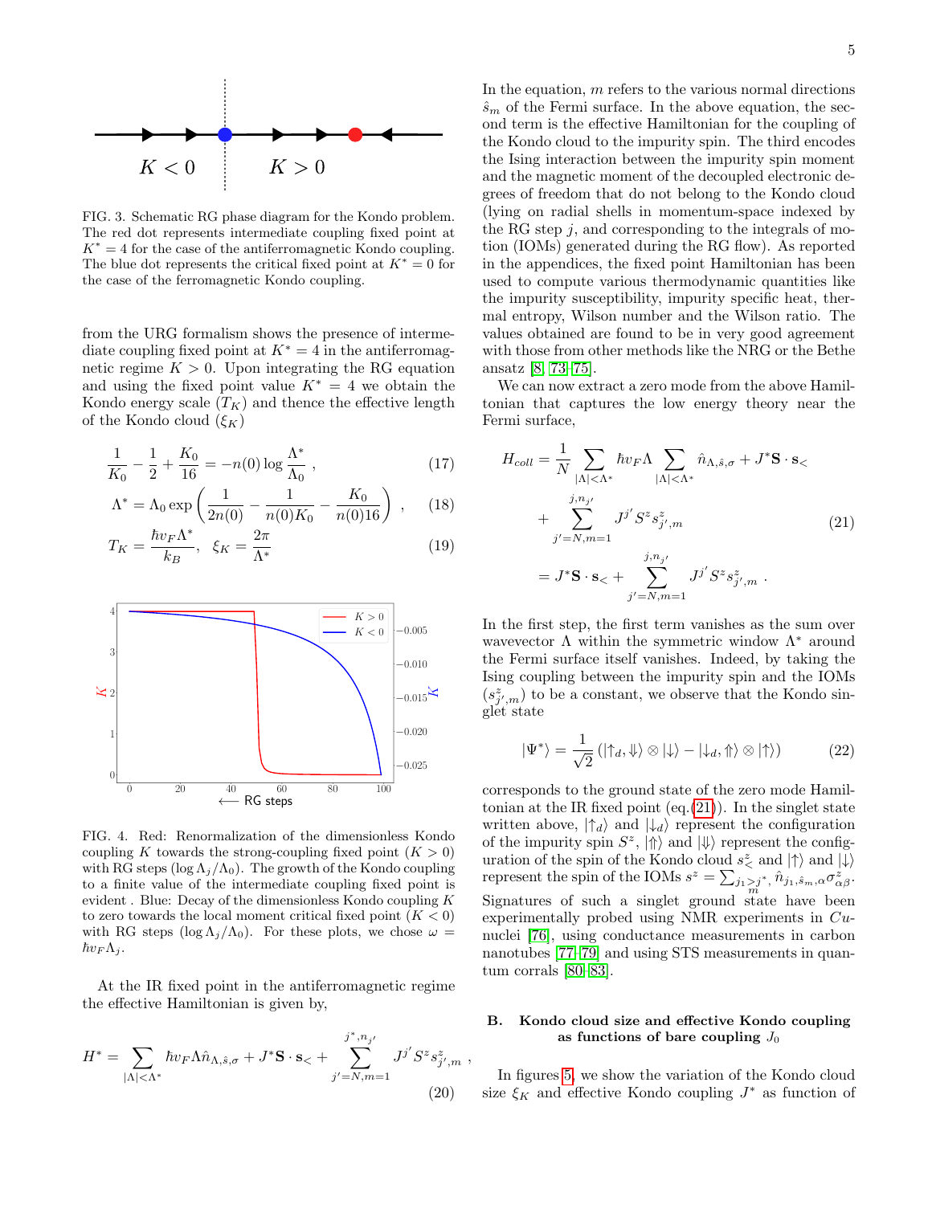FIG. 3. Schematic RG phase diagram for the Kondo problem. The red dot represents intermediate coupling fixed point at $K^* = 4$ for the case of the antiferromagnetic Kondo coupling. The blue dot represents the critical fixed point at $K^* = 0$ for the case of the ferromagnetic Kondo coupling.

from the URG formalism shows the presence of intermediate coupling fixed point at $K^* = 4$ in the antiferromagnetic regime $K > 0$. Upon integrating the RG equation and using the fixed point value $K^* = 4$ we obtain the Kondo energy scale ($T_K$) and thence the effective length of the Kondo cloud ($\xi_K$)

$$\frac{1}{K_0} - \frac{1}{2} + \frac{K_0}{16} = -n(0)\log\frac{\Lambda^*}{\Lambda_0} , \tag{17}$$

$$\Lambda^* = \Lambda_0 \exp\left(\frac{1}{2n(0)} - \frac{1}{n(0)K_0} - \frac{K_0}{n(0)16}\right) , \tag{18}$$

$$T_K = \frac{\hbar v_F \Lambda^*}{k_B}, \quad \xi_K = \frac{2\pi}{\Lambda^*} \tag{19}$$

FIG. 4. Red: Renormalization of the dimensionless Kondo coupling $K$ towards the strong-coupling fixed point ($K > 0$) with RG steps ($\log \Lambda_j/\Lambda_0$). The growth of the Kondo coupling to a finite value of the intermediate coupling fixed point is evident . Blue: Decay of the dimensionless Kondo coupling $K$ to zero towards the local moment critical fixed point ($K < 0$) with RG steps ($\log \Lambda_j/\Lambda_0$). For these plots, we chose $\omega = \hbar v_F \Lambda_j$.

At the IR fixed point in the antiferromagnetic regime the effective Hamiltonian is given by,

$$H^* = \sum_{|\Lambda|<\Lambda^*} \hbar v_F \Lambda \hat{n}_{\Lambda,\hat{s},\sigma} + J^* \mathbf{S}\cdot\mathbf{s}_< + \sum_{j'=N,m=1}^{j^*,n_{j'}} J^{j'} S^z s^z_{j',m} , \tag{20}$$

In the equation, $m$ refers to the various normal directions $\hat{s}_m$ of the Fermi surface. In the above equation, the second term is the effective Hamiltonian for the coupling of the Kondo cloud to the impurity spin. The third encodes the Ising interaction between the impurity spin moment and the magnetic moment of the decoupled electronic degrees of freedom that do not belong to the Kondo cloud (lying on radial shells in momentum-space indexed by the RG step $j$, and corresponding to the integrals of motion (IOMs) generated during the RG flow). As reported in the appendices, the fixed point Hamiltonian has been used to compute various thermodynamic quantities like the impurity susceptibility, impurity specific heat, thermal entropy, Wilson number and the Wilson ratio. The values obtained are found to be in very good agreement with those from other methods like the NRG or the Bethe ansatz [8, 73–75].

We can now extract a zero mode from the above Hamiltonian that captures the low energy theory near the Fermi surface,

$$\begin{aligned} H_{coll} &= \frac{1}{N}\sum_{|\Lambda|<\Lambda^*} \hbar v_F \Lambda \sum_{|\Lambda|<\Lambda^*} \hat{n}_{\Lambda,\hat{s},\sigma} + J^* \mathbf{S}\cdot\mathbf{s}_< \\ &+ \sum_{j'=N,m=1}^{j,n_{j'}} J^{j'} S^z s^z_{j',m} \\ &= J^* \mathbf{S}\cdot\mathbf{s}_< + \sum_{j'=N,m=1}^{j,n_{j'}} J^{j'} S^z s^z_{j',m} . \end{aligned} \tag{21}$$

In the first step, the first term vanishes as the sum over wavevector $\Lambda$ within the symmetric window $\Lambda^*$ around the Fermi surface itself vanishes. Indeed, by taking the Ising coupling between the impurity spin and the IOMs ($s^z_{j',m}$) to be a constant, we observe that the Kondo singlet state

$$|\Psi^*\rangle = \frac{1}{\sqrt{2}}\left(|\uparrow_d, \Downarrow\rangle \otimes |\downarrow\rangle - |\downarrow_d, \Uparrow\rangle \otimes |\uparrow\rangle\right) \tag{22}$$

corresponds to the ground state of the zero mode Hamiltonian at the IR fixed point (eq.(21)). In the singlet state written above, $|\uparrow_d\rangle$ and $|\downarrow_d\rangle$ represent the configuration of the impurity spin $S^z$, $|\Uparrow\rangle$ and $|\Downarrow\rangle$ represent the configuration of the spin of the Kondo cloud $s^z_<$ and $|\uparrow\rangle$ and $|\downarrow\rangle$ represent the spin of the IOMs $s^z = \sum_{j_1 > j^*, m} \hat{n}_{j_1,\hat{s}_m,\alpha}\sigma^z_{\alpha\beta}$. Signatures of such a singlet ground state have been experimentally probed using NMR experiments in $Cu$-nuclei [76], using conductance measurements in carbon nanotubes [77–79] and using STS measurements in quantum corrals [80–83].

### B. Kondo cloud size and effective Kondo coupling as functions of bare coupling $J_0$

In figures 5, we show the variation of the Kondo cloud size $\xi_K$ and effective Kondo coupling $J^*$ as function of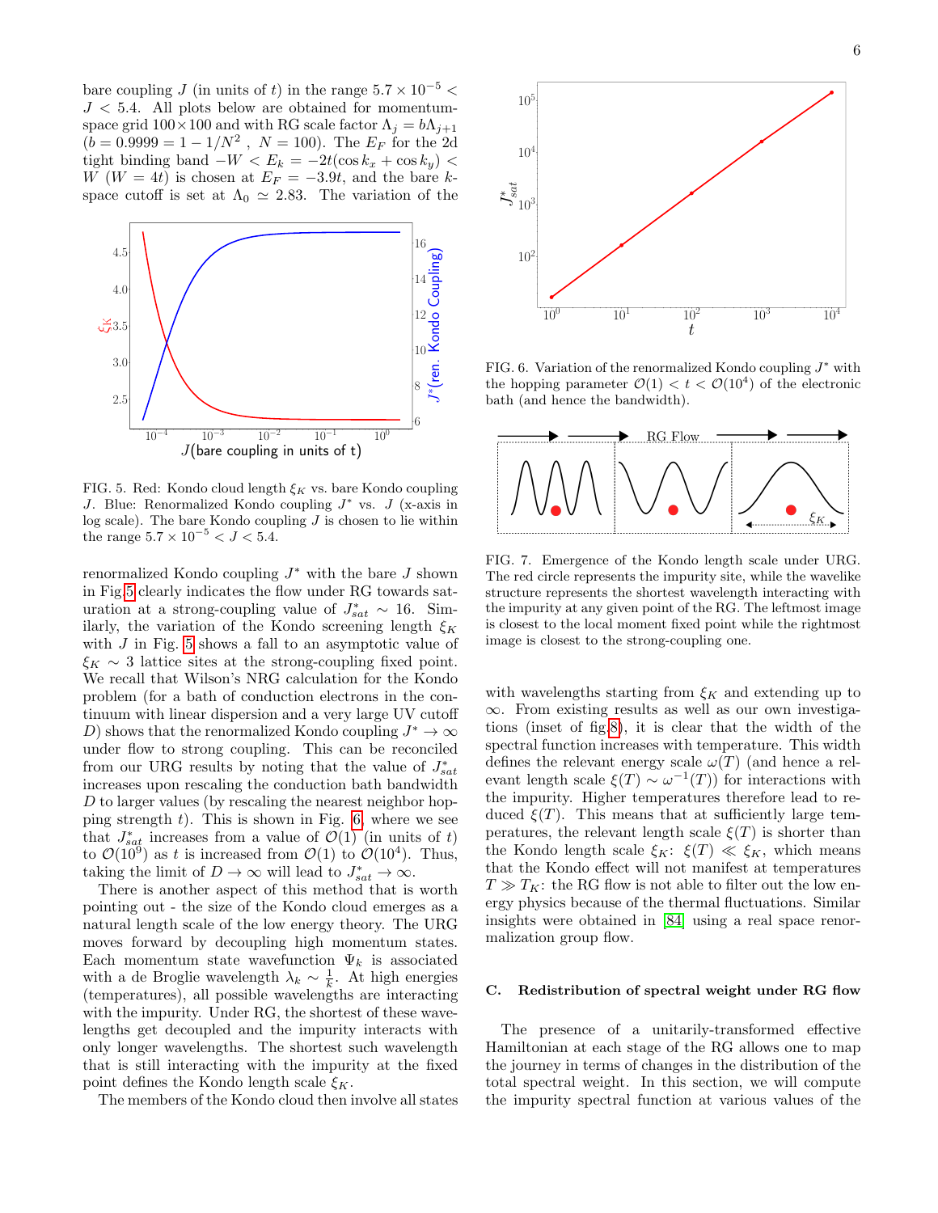bare coupling $J$ (in units of $t$) in the range $5.7 \times 10^{-5} < J < 5.4$. All plots below are obtained for momentum-space grid $100 \times 100$ and with RG scale factor $\Lambda_j = b\Lambda_{j+1}$ ($b = 0.9999 = 1 - 1/N^2$ , $N = 100$). The $E_F$ for the 2d tight binding band $-W < E_k = -2t(\cos k_x + \cos k_y) < W$ ($W = 4t$) is chosen at $E_F = -3.9t$, and the bare $k$-space cutoff is set at $\Lambda_0 \simeq 2.83$. The variation of the renormalized Kondo coupling $J^*$ with the bare $J$ shown in Fig.5 clearly indicates the flow under RG towards saturation at a strong-coupling value of $J^*_{sat} \sim 16$. Similarly, the variation of the Kondo screening length $\xi_K$ with $J$ in Fig. 5 shows a fall to an asymptotic value of $\xi_K \sim 3$ lattice sites at the strong-coupling fixed point. We recall that Wilson's NRG calculation for the Kondo problem (for a bath of conduction electrons in the continuum with linear dispersion and a very large UV cutoff $D$) shows that the renormalized Kondo coupling $J^* \to \infty$ under flow to strong coupling. This can be reconciled from our URG results by noting that the value of $J^*_{sat}$ increases upon rescaling the conduction bath bandwidth $D$ to larger values (by rescaling the nearest neighbor hopping strength $t$). This is shown in Fig. 6, where we see that $J^*_{sat}$ increases from a value of $\mathcal{O}(1)$ (in units of $t$) to $\mathcal{O}(10^9)$ as $t$ is increased from $\mathcal{O}(1)$ to $\mathcal{O}(10^4)$. Thus, taking the limit of $D \to \infty$ will lead to $J^*_{sat} \to \infty$.

FIG. 5. Red: Kondo cloud length $\xi_K$ vs. bare Kondo coupling $J$. Blue: Renormalized Kondo coupling $J^*$ vs. $J$ (x-axis in log scale). The bare Kondo coupling $J$ is chosen to lie within the range $5.7 \times 10^{-5} < J < 5.4$.

There is another aspect of this method that is worth pointing out - the size of the Kondo cloud emerges as a natural length scale of the low energy theory. The URG moves forward by decoupling high momentum states. Each momentum state wavefunction $\Psi_k$ is associated with a de Broglie wavelength $\lambda_k \sim \frac{1}{k}$. At high energies (temperatures), all possible wavelengths are interacting with the impurity. Under RG, the shortest of these wavelengths get decoupled and the impurity interacts with only longer wavelengths. The shortest such wavelength that is still interacting with the impurity at the fixed point defines the Kondo length scale $\xi_K$.

The members of the Kondo cloud then involve all states with wavelengths starting from $\xi_K$ and extending up to $\infty$. From existing results as well as our own investigations (inset of fig.8), it is clear that the width of the spectral function increases with temperature. This width defines the relevant energy scale $\omega(T)$ (and hence a relevant length scale $\xi(T) \sim \omega^{-1}(T)$) for interactions with the impurity. Higher temperatures therefore lead to reduced $\xi(T)$. This means that at sufficiently large temperatures, the relevant length scale $\xi(T)$ is shorter than the Kondo length scale $\xi_K$: $\xi(T) \ll \xi_K$, which means that the Kondo effect will not manifest at temperatures $T \gg T_K$: the RG flow is not able to filter out the low energy physics because of the thermal fluctuations. Similar insights were obtained in [84] using a real space renormalization group flow.

FIG. 6. Variation of the renormalized Kondo coupling $J^*$ with the hopping parameter $\mathcal{O}(1) < t < \mathcal{O}(10^4)$ of the electronic bath (and hence the bandwidth).

FIG. 7. Emergence of the Kondo length scale under URG. The red circle represents the impurity site, while the wavelike structure represents the shortest wavelength interacting with the impurity at any given point of the RG. The leftmost image is closest to the local moment fixed point while the rightmost image is closest to the strong-coupling one.

### C. Redistribution of spectral weight under RG flow

The presence of a unitarily-transformed effective Hamiltonian at each stage of the RG allows one to map the journey in terms of changes in the distribution of the total spectral weight. In this section, we will compute the impurity spectral function at various values of the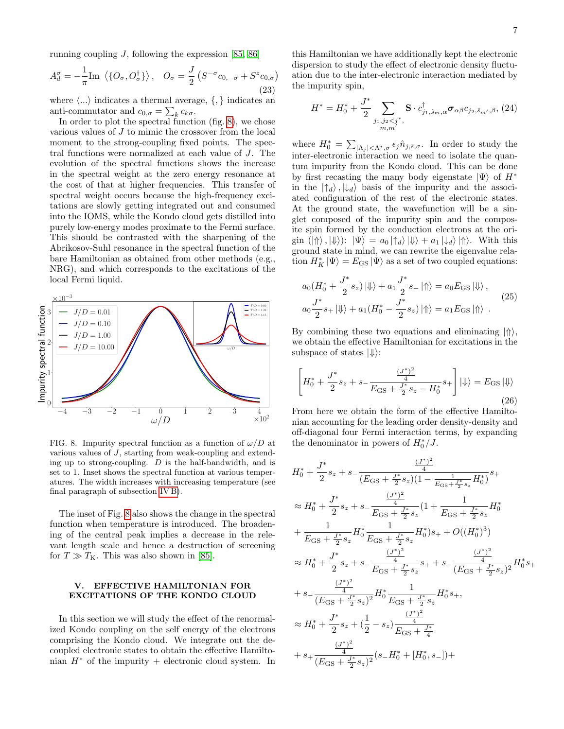running coupling $J$, following the expression [85, 86]

$$A_d^\sigma = -\frac{1}{\pi}\text{Im}\,\left\langle \{O_\sigma, O_\sigma^\dagger\}\right\rangle, \quad O_\sigma = \frac{J}{2}\left(S^{-\sigma}c_{0,-\sigma} + S^z c_{0,\sigma}\right) \tag{23}$$

where $\langle ...\rangle$ indicates a thermal average, $\{,\}$ indicates an anti-commutator and $c_{0,\sigma} = \sum_k c_{k\sigma}$.

In order to plot the spectral function (fig. 8), we chose various values of $J$ to mimic the crossover from the local moment to the strong-coupling fixed points. The spectral functions were normalized at each value of $J$. The evolution of the spectral functions shows the increase in the spectral weight at the zero energy resonance at the cost of that at higher frequencies. This transfer of spectral weight occurs because the high-frequency excitations are slowly getting integrated out and consumed into the IOMS, while the Kondo cloud gets distilled into purely low-energy modes proximate to the Fermi surface. This should be contrasted with the sharpening of the Abrikosov-Suhl resonance in the spectral function of the bare Hamiltonian as obtained from other methods (e.g., NRG), and which corresponds to the excitations of the local Fermi liquid.

FIG. 8. Impurity spectral function as a function of $\omega/D$ at various values of $J$, starting from weak-coupling and extending up to strong-coupling. $D$ is the half-bandwidth, and is set to 1. Inset shows the spectral function at various temperatures. The width increases with increasing temperature (see final paragraph of subsection IV B).

The inset of Fig. 8 also shows the change in the spectral function when temperature is introduced. The broadening of the central peak implies a decrease in the relevant length scale and hence a destruction of screening for $T \gg T_\text{K}$. This was also shown in [85].

## V. EFFECTIVE HAMILTONIAN FOR EXCITATIONS OF THE KONDO CLOUD

In this section we will study the effect of the renormalized Kondo coupling on the self energy of the electrons comprising the Kondo cloud. We integrate out the decoupled electronic states to obtain the effective Hamiltonian $H^*$ of the impurity + electronic cloud system. In this Hamiltonian we have additionally kept the electronic dispersion to study the effect of electronic density fluctuation due to the inter-electronic interaction mediated by the impurity spin,

$$H^* = H_0^* + \frac{J^*}{2}\sum_{\substack{j_1,j_2<j^*,\\ m,m'}} \mathbf{S}\cdot c^\dagger_{j_1,\hat{s}_m,\alpha}\boldsymbol{\sigma}_{\alpha\beta}c_{j_2,\hat{s}_{m'},\beta}, \tag{24}$$

where $H_0^* = \sum_{|\Lambda_j|<\Lambda^*,\sigma}\epsilon_j\hat{n}_{j,\hat{s},\sigma}$. In order to study the inter-electronic interaction we need to isolate the quantum impurity from the Kondo cloud. This can be done by first recasting the many body eigenstate $|\Psi\rangle$ of $H^*$ in the $|\uparrow_d\rangle, |\downarrow_d\rangle$ basis of the impurity and the associated configuration of the rest of the electronic states. At the ground state, the wavefunction will be a singlet composed of the impurity spin and the composite spin formed by the conduction electrons at the origin $(|\Uparrow\rangle, |\Downarrow\rangle)$: $|\Psi\rangle = a_0|\uparrow_d\rangle|\Downarrow\rangle + a_1|\downarrow_d\rangle|\Uparrow\rangle$. With this ground state in mind, we can rewrite the eigenvalue relation $H_K^*|\Psi\rangle = E_\text{GS}|\Psi\rangle$ as a set of two coupled equations:

$$\begin{aligned} &a_0(H_0^* + \frac{J^*}{2}s_z)|\Downarrow\rangle + a_1\frac{J^*}{2}s_-|\Uparrow\rangle = a_0E_\text{GS}|\Downarrow\rangle\,,\\ &a_0\frac{J^*}{2}s_+|\Downarrow\rangle + a_1(H_0^* - \frac{J^*}{2}s_z)|\Uparrow\rangle = a_1E_\text{GS}|\Uparrow\rangle\;. \end{aligned} \tag{25}$$

By combining these two equations and eliminating $|\Uparrow\rangle$, we obtain the effective Hamiltonian for excitations in the subspace of states $|\Downarrow\rangle$:

$$\left[H_0^* + \frac{J^*}{2}s_z + s_-\frac{\frac{(J^*)^2}{4}}{E_\text{GS} + \frac{J^*}{2}s_z - H_0^*}s_+\right]|\Downarrow\rangle = E_\text{GS}|\Downarrow\rangle \tag{26}$$

From here we obtain the form of the effective Hamiltonian accounting for the leading order density-density and off-diagonal four Fermi interaction terms, by expanding the denominator in powers of $H_0^*/J$.

$$\begin{aligned} &H_0^* + \frac{J^*}{2}s_z + s_-\frac{\frac{(J^*)^2}{4}}{(E_\text{GS} + \frac{J^*}{2}s_z)(1 - \frac{1}{E_\text{GS}+\frac{J^*}{2}s_z}H_0^*)}s_+\\ &\approx H_0^* + \frac{J^*}{2}s_z + s_-\frac{\frac{(J^*)^2}{4}}{E_\text{GS} + \frac{J^*}{2}s_z}(1 + \frac{1}{E_\text{GS} + \frac{J^*}{2}s_z}H_0^*\\ &+ \frac{1}{E_\text{GS} + \frac{J^*}{2}s_z}H_0^*\frac{1}{E_\text{GS} + \frac{J^*}{2}s_z}H_0^*)s_+ + O((H_0^*)^3)\\ &\approx H_0^* + \frac{J^*}{2}s_z + s_-\frac{\frac{(J^*)^2}{4}}{E_\text{GS} + \frac{J^*}{2}s_z}s_+ + s_-\frac{\frac{(J^*)^2}{4}}{(E_\text{GS} + \frac{J^*}{2}s_z)^2}H_0^*s_+\\ &+ s_-\frac{\frac{(J^*)^2}{4}}{(E_\text{GS} + \frac{J^*}{2}s_z)^2}H_0^*\frac{1}{E_\text{GS} + \frac{J^*}{2}s_z}H_0^*s_+,\\ &\approx H_0^* + \frac{J^*}{2}s_z + (\frac{1}{2} - s_z)\frac{\frac{(J^*)^2}{4}}{E_\text{GS} + \frac{J^*}{4}}\\ &+ s_+\frac{\frac{(J^*)^2}{4}}{(E_\text{GS} + \frac{J^*}{2}s_z)^2}(s_-H_0^* + [H_0^*, s_-]) + \end{aligned}$$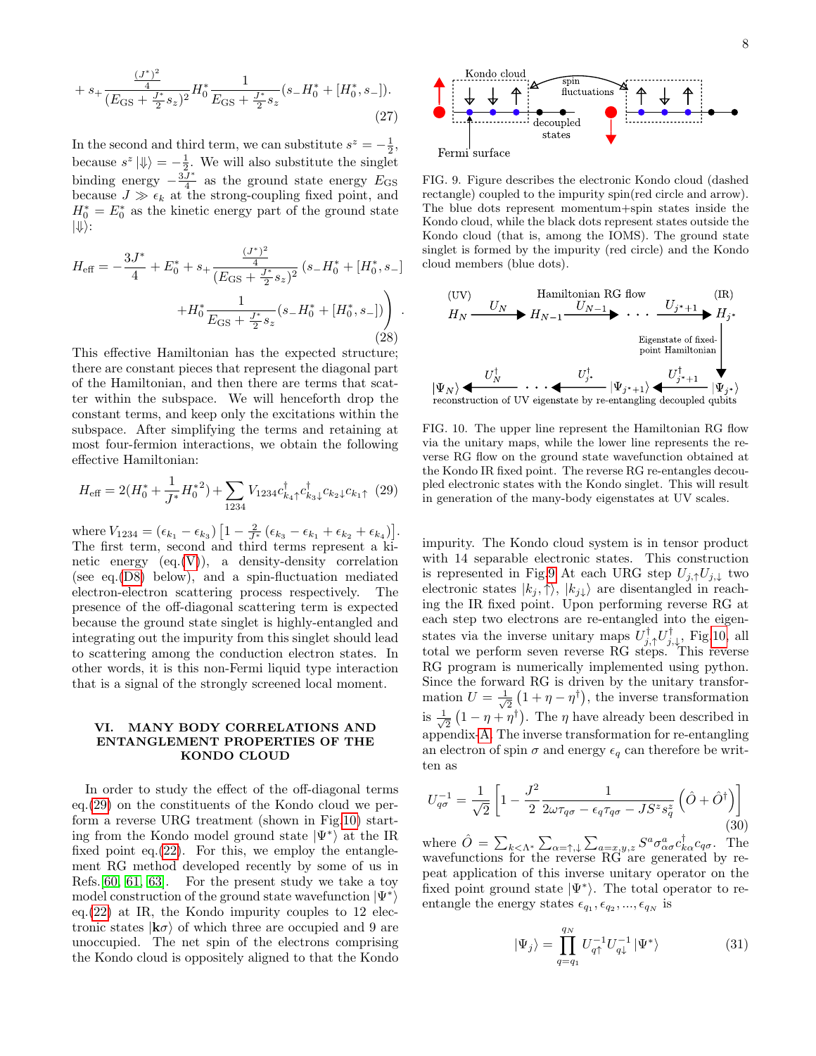$$+ s_+ \frac{\frac{(J^*)^2}{4}}{(E_{\rm GS}+\frac{J^*}{2}s_z)^2} H_0^* \frac{1}{E_{\rm GS}+\frac{J^*}{2}s_z}(s_- H_0^* + [H_0^*, s_-]). \tag{27}$$

In the second and third term, we can substitute $s^z = -\frac{1}{2}$, because $s^z |\Downarrow\rangle = -\frac{1}{2}$. We will also substitute the singlet binding energy $-\frac{3J^*}{4}$ as the ground state energy $E_{\rm GS}$ because $J \gg \epsilon_k$ at the strong-coupling fixed point, and $H_0^* = E_0^*$ as the kinetic energy part of the ground state $|\Downarrow\rangle$:

$$H_{\rm eff} = -\frac{3J^*}{4} + E_0^* + s_+ \frac{\frac{(J^*)^2}{4}}{(E_{\rm GS}+\frac{J^*}{2}s_z)^2}\left(s_- H_0^* + [H_0^*, s_-] + H_0^* \frac{1}{E_{\rm GS}+\frac{J^*}{2}s_z}(s_- H_0^* + [H_0^*, s_-])\right). \tag{28}$$

This effective Hamiltonian has the expected structure; there are constant pieces that represent the diagonal part of the Hamiltonian, and then there are terms that scatter within the subspace. We will henceforth drop the constant terms, and keep only the excitations within the subspace. After simplifying the terms and retaining at most four-fermion interactions, we obtain the following effective Hamiltonian:

$$H_{\rm eff} = 2(H_0^* + \frac{1}{J^*}H_0^{*2}) + \sum_{1234} V_{1234} c^\dagger_{k_4\uparrow} c^\dagger_{k_3\downarrow} c_{k_2\downarrow} c_{k_1\uparrow} \tag{29}$$

where $V_{1234} = (\epsilon_{k_1} - \epsilon_{k_3})\left[1 - \frac{2}{J^*}(\epsilon_{k_3} - \epsilon_{k_1} + \epsilon_{k_2} + \epsilon_{k_4})\right]$. The first term, second and third terms represent a kinetic energy (eq.(V)), a density-density correlation (see eq.(D8) below), and a spin-fluctuation mediated electron-electron scattering process respectively. The presence of the off-diagonal scattering term is expected because the ground state singlet is highly-entangled and integrating out the impurity from this singlet should lead to scattering among the conduction electron states. In other words, it is this non-Fermi liquid type interaction that is a signal of the strongly screened local moment.

## VI. MANY BODY CORRELATIONS AND ENTANGLEMENT PROPERTIES OF THE KONDO CLOUD

In order to study the effect of the off-diagonal terms eq.(29) on the constituents of the Kondo cloud we perform a reverse URG treatment (shown in Fig.10) starting from the Kondo model ground state $|\Psi^*\rangle$ at the IR fixed point eq.(22). For this, we employ the entanglement-model RG method developed recently by some of us in Refs.[60, 61, 63]. For the present study we take a toy model construction of the ground state wavefunction $|\Psi^*\rangle$ eq.(22) at IR, the Kondo impurity couples to 12 electronic states $|\mathbf{k}\sigma\rangle$ of which three are occupied and 9 are unoccupied. The net spin of the electrons comprising the Kondo cloud is oppositely aligned to that the Kondo

FIG. 9. Figure describes the electronic Kondo cloud (dashed rectangle) coupled to the impurity spin(red circle and arrow). The blue dots represent momentum+spin states inside the Kondo cloud, while the black dots represent states outside the Kondo cloud (that is, among the IOMS). The ground state singlet is formed by the impurity (red circle) and the Kondo cloud members (blue dots).

FIG. 10. The upper line represent the Hamiltonian RG flow via the unitary maps, while the lower line represents the reverse RG flow on the ground state wavefunction obtained at the Kondo IR fixed point. The reverse RG re-entangles decoupled electronic states with the Kondo singlet. This will result in generation of the many-body eigenstates at UV scales.

impurity. The Kondo cloud system is in tensor product with 14 separable electronic states. This construction is represented in Fig.9 At each URG step $U_{j,\uparrow}U_{j,\downarrow}$ two electronic states $|k_j, \uparrow\rangle$, $|k_{j\downarrow}\rangle$ are disentangled in reaching the IR fixed point. Upon performing reverse RG at each step two electrons are re-entangled into the eigenstates via the inverse unitary maps $U^\dagger_{j,\uparrow}U^\dagger_{j,\downarrow}$, Fig.10, all total we perform seven reverse RG steps. This reverse RG program is numerically implemented using python. Since the forward RG is driven by the unitary transformation $U = \frac{1}{\sqrt{2}}\left(1 + \eta - \eta^\dagger\right)$, the inverse transformation is $\frac{1}{\sqrt{2}}\left(1 - \eta + \eta^\dagger\right)$. The $\eta$ have already been described in appendix-A. The inverse transformation for re-entangling an electron of spin $\sigma$ and energy $\epsilon_q$ can therefore be written as

$$U^{-1}_{q\sigma} = \frac{1}{\sqrt{2}}\left[1 - \frac{J^2}{2}\frac{1}{2\omega\tau_{q\sigma} - \epsilon_q\tau_{q\sigma} - JS^z s^z_q}\left(\hat{O} + \hat{O}^\dagger\right)\right] \tag{30}$$

where $\hat{O} = \sum_{k<\Lambda^*}\sum_{\alpha=\uparrow,\downarrow}\sum_{a=x,y,z} S^a \sigma^a_{\alpha\sigma} c^\dagger_{k\alpha} c_{q\sigma}$. The wavefunctions for the reverse RG are generated by repeat application of this inverse unitary operator on the fixed point ground state $|\Psi^*\rangle$. The total operator to re-entangle the energy states $\epsilon_{q_1}, \epsilon_{q_2}, ..., \epsilon_{q_N}$ is

$$|\Psi_j\rangle = \prod_{q=q_1}^{q_N} U^{-1}_{q\uparrow} U^{-1}_{q\downarrow} |\Psi^*\rangle \tag{31}$$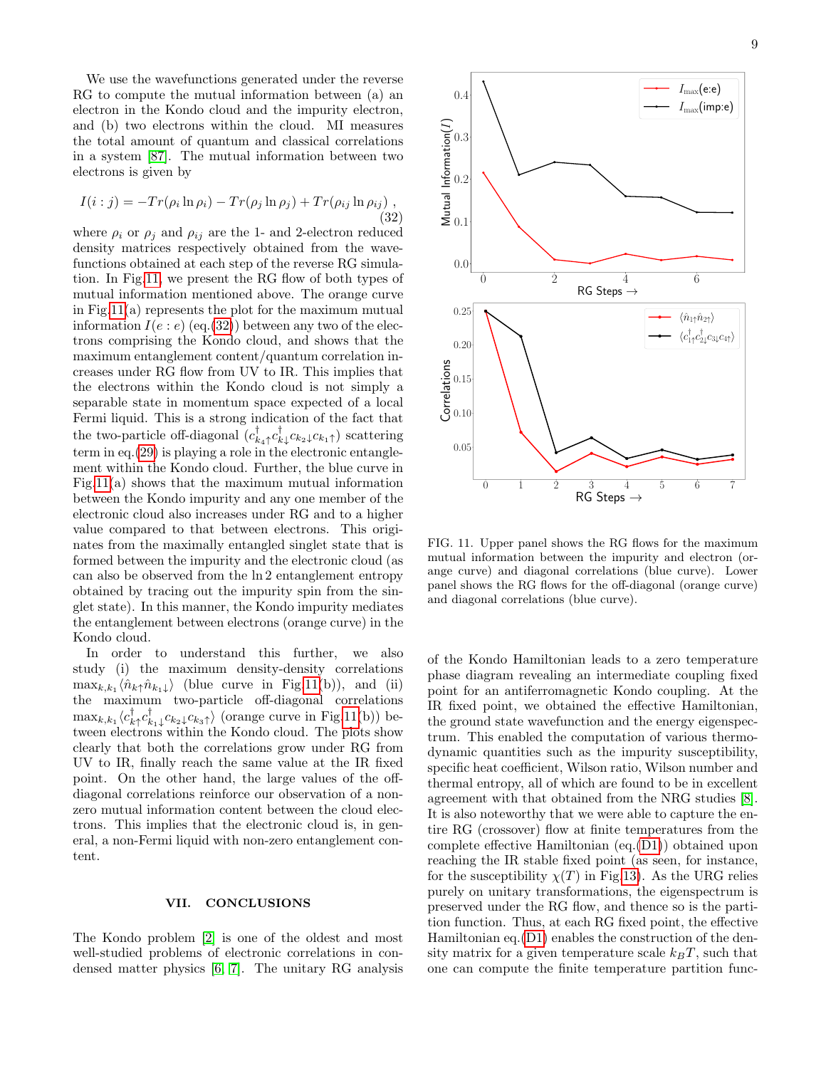We use the wavefunctions generated under the reverse RG to compute the mutual information between (a) an electron in the Kondo cloud and the impurity electron, and (b) two electrons within the cloud. MI measures the total amount of quantum and classical correlations in a system [87]. The mutual information between two electrons is given by

$$I(i:j) = -Tr(\rho_i \ln \rho_i) - Tr(\rho_j \ln \rho_j) + Tr(\rho_{ij} \ln \rho_{ij}) , \tag{32}$$

where $\rho_i$ or $\rho_j$ and $\rho_{ij}$ are the 1- and 2-electron reduced density matrices respectively obtained from the wavefunctions obtained at each step of the reverse RG simulation. In Fig.11, we present the RG flow of both types of mutual information mentioned above. The orange curve in Fig.11(a) represents the plot for the maximum mutual information $I(e:e)$ (eq.(32)) between any two of the electrons comprising the Kondo cloud, and shows that the maximum entanglement content/quantum correlation increases under RG flow from UV to IR. This implies that the electrons within the Kondo cloud is not simply a separable state in momentum space expected of a local Fermi liquid. This is a strong indication of the fact that the two-particle off-diagonal ($c^\dagger_{k_4\uparrow}c^\dagger_{k\downarrow}c_{k_2\downarrow}c_{k_1\uparrow}$) scattering term in eq.(29) is playing a role in the electronic entanglement within the Kondo cloud. Further, the blue curve in Fig.11(a) shows that the maximum mutual information between the Kondo impurity and any one member of the electronic cloud also increases under RG and to a higher value compared to that between electrons. This originates from the maximally entangled singlet state that is formed between the impurity and the electronic cloud (as can also be observed from the $\ln 2$ entanglement entropy obtained by tracing out the impurity spin from the singlet state). In this manner, the Kondo impurity mediates the entanglement between electrons (orange curve) in the Kondo cloud.

In order to understand this further, we also study (i) the maximum density-density correlations $\max_{k,k_1}\langle \hat{n}_{k\uparrow}\hat{n}_{k_1\downarrow}\rangle$ (blue curve in Fig.11(b)), and (ii) the maximum two-particle off-diagonal correlations $\max_{k,k_1}\langle c^\dagger_{k\uparrow}c^\dagger_{k_1\downarrow}c_{k_2\downarrow}c_{k_3\uparrow}\rangle$ (orange curve in Fig.11(b)) between electrons within the Kondo cloud. The plots show clearly that both the correlations grow under RG from UV to IR, finally reach the same value at the IR fixed point. On the other hand, the large values of the off-diagonal correlations reinforce our observation of a non-zero mutual information content between the cloud electrons. This implies that the electronic cloud is, in general, a non-Fermi liquid with non-zero entanglement content.

FIG. 11. Upper panel shows the RG flows for the maximum mutual information between the impurity and electron (orange curve) and diagonal correlations (blue curve). Lower panel shows the RG flows for the off-diagonal (orange curve) and diagonal correlations (blue curve).

## VII. CONCLUSIONS

The Kondo problem [2] is one of the oldest and most well-studied problems of electronic correlations in condensed matter physics [6, 7]. The unitary RG analysis of the Kondo Hamiltonian leads to a zero temperature phase diagram revealing an intermediate coupling fixed point for an antiferromagnetic Kondo coupling. At the IR fixed point, we obtained the effective Hamiltonian, the ground state wavefunction and the energy eigenspectrum. This enabled the computation of various thermodynamic quantities such as the impurity susceptibility, specific heat coefficient, Wilson ratio, Wilson number and thermal entropy, all of which are found to be in excellent agreement with that obtained from the NRG studies [8]. It is also noteworthy that we were able to capture the entire RG (crossover) flow at finite temperatures from the complete effective Hamiltonian (eq.(D1)) obtained upon reaching the IR stable fixed point (as seen, for instance, for the susceptibility $\chi(T)$ in Fig.13). As the URG relies purely on unitary transformations, the eigenspectrum is preserved under the RG flow, and thence so is the partition function. Thus, at each RG fixed point, the effective Hamiltonian eq.(D1) enables the construction of the density matrix for a given temperature scale $k_BT$, such that one can compute the finite temperature partition func-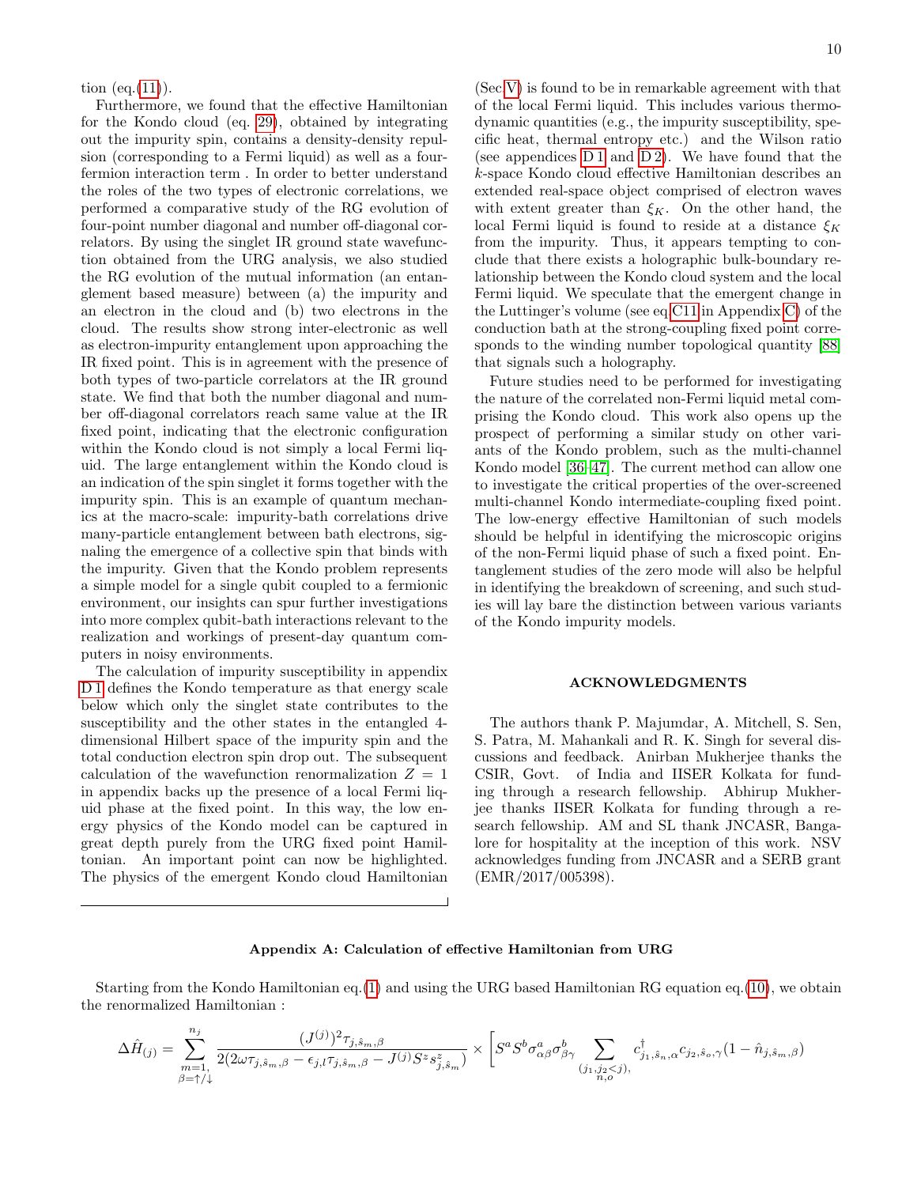tion (eq.(11)).

Furthermore, we found that the effective Hamiltonian for the Kondo cloud (eq. 29), obtained by integrating out the impurity spin, contains a density-density repulsion (corresponding to a Fermi liquid) as well as a four-fermion interaction term . In order to better understand the roles of the two types of electronic correlations, we performed a comparative study of the RG evolution of four-point number diagonal and number off-diagonal correlators. By using the singlet IR ground state wavefunction obtained from the URG analysis, we also studied the RG evolution of the mutual information (an entanglement based measure) between (a) the impurity and an electron in the cloud and (b) two electrons in the cloud. The results show strong inter-electronic as well as electron-impurity entanglement upon approaching the IR fixed point. This is in agreement with the presence of both types of two-particle correlators at the IR ground state. We find that both the number diagonal and number off-diagonal correlators reach same value at the IR fixed point, indicating that the electronic configuration within the Kondo cloud is not simply a local Fermi liquid. The large entanglement within the Kondo cloud is an indication of the spin singlet it forms together with the impurity spin. This is an example of quantum mechanics at the macro-scale: impurity-bath correlations drive many-particle entanglement between bath electrons, signaling the emergence of a collective spin that binds with the impurity. Given that the Kondo problem represents a simple model for a single qubit coupled to a fermionic environment, our insights can spur further investigations into more complex qubit-bath interactions relevant to the realization and workings of present-day quantum computers in noisy environments.

The calculation of impurity susceptibility in appendix D 1 defines the Kondo temperature as that energy scale below which only the singlet state contributes to the susceptibility and the other states in the entangled 4-dimensional Hilbert space of the impurity spin and the total conduction electron spin drop out. The subsequent calculation of the wavefunction renormalization $Z = 1$ in appendix backs up the presence of a local Fermi liquid phase at the fixed point. In this way, the low energy physics of the Kondo model can be captured in great depth purely from the URG fixed point Hamiltonian. An important point can now be highlighted. The physics of the emergent Kondo cloud Hamiltonian (Sec.V) is found to be in remarkable agreement with that of the local Fermi liquid. This includes various thermodynamic quantities (e.g., the impurity susceptibility, specific heat, thermal entropy etc.) and the Wilson ratio (see appendices D 1 and D 2). We have found that the $k$-space Kondo cloud effective Hamiltonian describes an extended real-space object comprised of electron waves with extent greater than $\xi_K$. On the other hand, the local Fermi liquid is found to reside at a distance $\xi_K$ from the impurity. Thus, it appears tempting to conclude that there exists a holographic bulk-boundary relationship between the Kondo cloud system and the local Fermi liquid. We speculate that the emergent change in the Luttinger's volume (see eq.C11 in Appendix C) of the conduction bath at the strong-coupling fixed point corresponds to the winding number topological quantity [88] that signals such a holography.

Future studies need to be performed for investigating the nature of the correlated non-Fermi liquid metal comprising the Kondo cloud. This work also opens up the prospect of performing a similar study on other variants of the Kondo problem, such as the multi-channel Kondo model [36–47]. The current method can allow one to investigate the critical properties of the over-screened multi-channel Kondo intermediate-coupling fixed point. The low-energy effective Hamiltonian of such models should be helpful in identifying the microscopic origins of the non-Fermi liquid phase of such a fixed point. Entanglement studies of the zero mode will also be helpful in identifying the breakdown of screening, and such studies will lay bare the distinction between various variants of the Kondo impurity models.

## ACKNOWLEDGMENTS

The authors thank P. Majumdar, A. Mitchell, S. Sen, S. Patra, M. Mahankali and R. K. Singh for several discussions and feedback. Anirban Mukherjee thanks the CSIR, Govt. of India and IISER Kolkata for funding through a research fellowship. Abhirup Mukherjee thanks IISER Kolkata for funding through a research fellowship. AM and SL thank JNCASR, Bangalore for hospitality at the inception of this work. NSV acknowledges funding from JNCASR and a SERB grant (EMR/2017/005398).

## Appendix A: Calculation of effective Hamiltonian from URG

Starting from the Kondo Hamiltonian eq.(1) and using the URG based Hamiltonian RG equation eq.(10), we obtain the renormalized Hamiltonian :

$$\Delta\hat{H}_{(j)} = \sum_{\substack{m=1,\\ \beta=\uparrow/\downarrow}}^{n_j} \frac{(J^{(j)})^2\tau_{j,\hat{s}_m,\beta}}{2(2\omega\tau_{j,\hat{s}_m,\beta} - \epsilon_{j,l}\tau_{j,\hat{s}_m,\beta} - J^{(j)}S^z s^z_{j,\hat{s}_m})} \times \Bigg[ S^a S^b \sigma^a_{\alpha\beta}\sigma^b_{\beta\gamma} \sum_{\substack{(j_1,j_2<j),\\ n,o}} c^\dagger_{j_1,\hat{s}_n,\alpha} c_{j_2,\hat{s}_o,\gamma}(1-\hat{n}_{j,\hat{s}_m,\beta})$$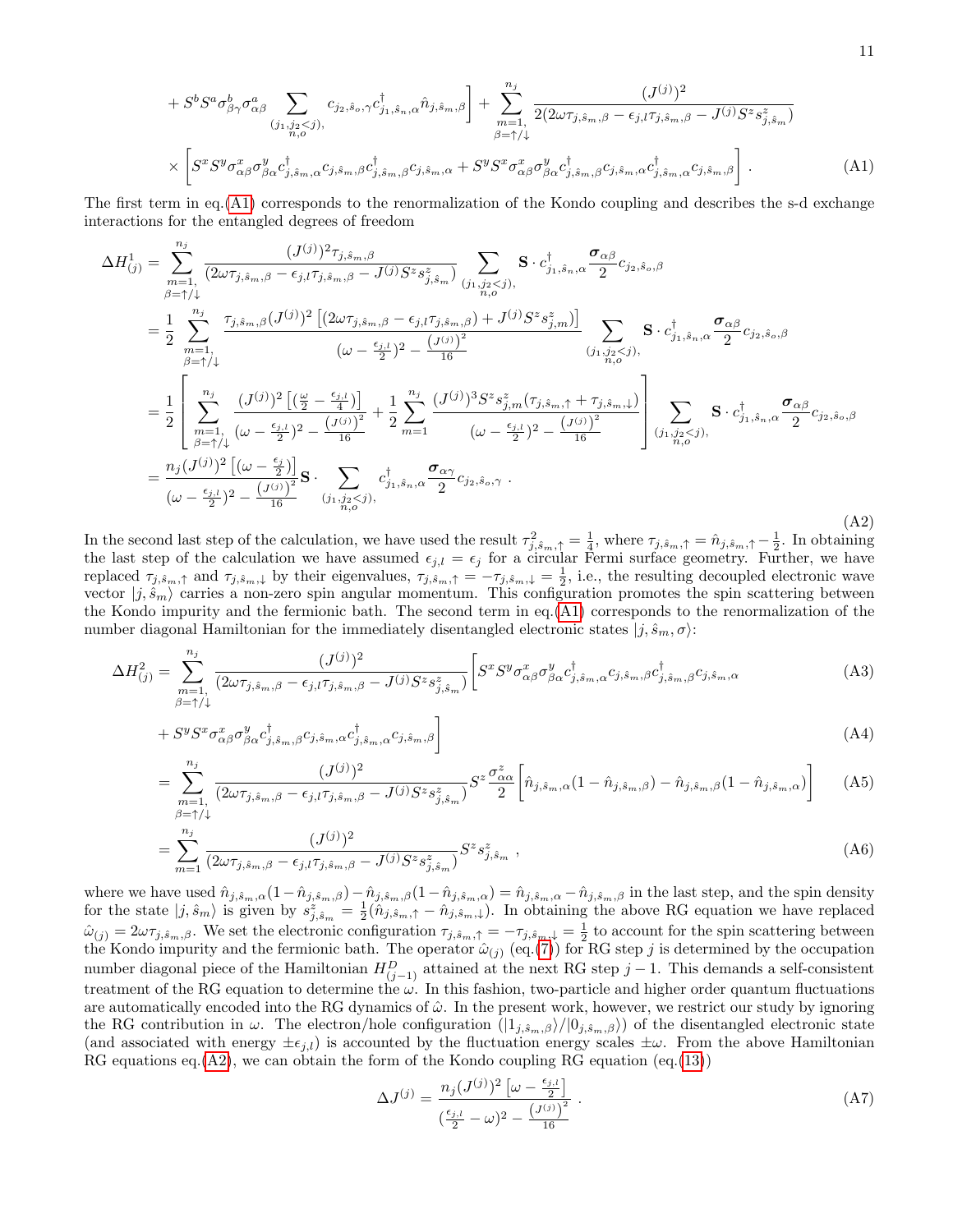$$
+ S^b S^a \sigma^b_{\beta\gamma}\sigma^a_{\alpha\beta} \sum_{\substack{(j_1,j_2<j),\\ n,o}} c_{j_2,\hat{s}_o,\gamma} c^\dagger_{j_1,\hat{s}_n,\alpha} \hat{n}_{j,\hat{s}_m,\beta} \Bigg] + \sum_{\substack{m=1,\\ \beta=\uparrow/\downarrow}}^{n_j} \frac{(J^{(j)})^2}{2(2\omega\tau_{j,\hat{s}_m,\beta} - \epsilon_{j,l}\tau_{j,\hat{s}_m,\beta} - J^{(j)} S^z s^z_{j,\hat{s}_m})}
$$

$$
\times \left[ S^x S^y \sigma^x_{\alpha\beta}\sigma^y_{\beta\alpha} c^\dagger_{j,\hat{s}_m,\alpha} c_{j,\hat{s}_m,\beta} c^\dagger_{j,\hat{s}_m,\beta} c_{j,\hat{s}_m,\alpha} + S^y S^x \sigma^x_{\alpha\beta}\sigma^y_{\beta\alpha} c^\dagger_{j,\hat{s}_m,\beta} c_{j,\hat{s}_m,\alpha} c^\dagger_{j,\hat{s}_m,\alpha} c_{j,\hat{s}_m,\beta} \right] . \tag{A1}
$$

The first term in eq.(A1) corresponds to the renormalization of the Kondo coupling and describes the s-d exchange interactions for the entangled degrees of freedom

$$
\begin{aligned}
\Delta H^1_{(j)} &= \sum_{\substack{m=1,\\ \beta=\uparrow/\downarrow}}^{n_j} \frac{(J^{(j)})^2 \tau_{j,\hat{s}_m,\beta}}{(2\omega\tau_{j,\hat{s}_m,\beta} - \epsilon_{j,l}\tau_{j,\hat{s}_m,\beta} - J^{(j)} S^z s^z_{j,\hat{s}_m})} \sum_{\substack{(j_1,j_2<j),\\ n,o}} \mathbf{S}\cdot c^\dagger_{j_1,\hat{s}_n,\alpha} \frac{\boldsymbol{\sigma}_{\alpha\beta}}{2} c_{j_2,\hat{s}_o,\beta} \\
&= \frac{1}{2} \sum_{\substack{m=1,\\ \beta=\uparrow/\downarrow}}^{n_j} \frac{\tau_{j,\hat{s}_m,\beta}(J^{(j)})^2 \left[(2\omega\tau_{j,\hat{s}_m,\beta} - \epsilon_{j,l}\tau_{j,\hat{s}_m,\beta}) + J^{(j)} S^z s^z_{j,m})\right]}{(\omega - \frac{\epsilon_{j,l}}{2})^2 - \frac{(J^{(j)})^2}{16}} \sum_{\substack{(j_1,j_2<j),\\ n,o}} \mathbf{S}\cdot c^\dagger_{j_1,\hat{s}_n,\alpha} \frac{\boldsymbol{\sigma}_{\alpha\beta}}{2} c_{j_2,\hat{s}_o,\beta} \\
&= \frac{1}{2} \left[ \sum_{\substack{m=1,\\ \beta=\uparrow/\downarrow}}^{n_j} \frac{(J^{(j)})^2 \left[(\frac{\omega}{2} - \frac{\epsilon_{j,l}}{4})\right]}{(\omega - \frac{\epsilon_{j,l}}{2})^2 - \frac{(J^{(j)})^2}{16}} + \frac{1}{2}\sum_{m=1}^{n_j} \frac{(J^{(j)})^3 S^z s^z_{j,m}(\tau_{j,\hat{s}_m,\uparrow} + \tau_{j,\hat{s}_m,\downarrow})}{(\omega - \frac{\epsilon_{j,l}}{2})^2 - \frac{(J^{(j)})^2}{16}} \right] \sum_{\substack{(j_1,j_2<j),\\ n,o}} \mathbf{S}\cdot c^\dagger_{j_1,\hat{s}_n,\alpha} \frac{\boldsymbol{\sigma}_{\alpha\beta}}{2} c_{j_2,\hat{s}_o,\beta} \\
&= \frac{n_j (J^{(j)})^2 \left[(\omega - \frac{\epsilon_j}{2})\right]}{(\omega - \frac{\epsilon_{j,l}}{2})^2 - \frac{(J^{(j)})^2}{16}} \mathbf{S}\cdot \sum_{\substack{(j_1,j_2<j),\\ n,o}} c^\dagger_{j_1,\hat{s}_n,\alpha} \frac{\boldsymbol{\sigma}_{\alpha\gamma}}{2} c_{j_2,\hat{s}_o,\gamma} \ .
\end{aligned} \tag{A2}
$$

In the second last step of the calculation, we have used the result $\tau^2_{j,\hat{s}_m,\uparrow} = \frac{1}{4}$, where $\tau_{j,\hat{s}_m,\uparrow} = \hat{n}_{j,\hat{s}_m,\uparrow} - \frac{1}{2}$. In obtaining the last step of the calculation we have assumed $\epsilon_{j,l} = \epsilon_j$ for a circular Fermi surface geometry. Further, we have replaced $\tau_{j,\hat{s}_m,\uparrow}$ and $\tau_{j,\hat{s}_m,\downarrow}$ by their eigenvalues, $\tau_{j,\hat{s}_m,\uparrow} = -\tau_{j,\hat{s}_m,\downarrow} = \frac{1}{2}$, i.e., the resulting decoupled electronic wave vector $|j,\hat{s}_m\rangle$ carries a non-zero spin angular momentum. This configuration promotes the spin scattering between the Kondo impurity and the fermionic bath. The second term in eq.(A1) corresponds to the renormalization of the number diagonal Hamiltonian for the immediately disentangled electronic states $|j,\hat{s}_m,\sigma\rangle$:

$$
\Delta H^2_{(j)} = \sum_{\substack{m=1,\\ \beta=\uparrow/\downarrow}}^{n_j} \frac{(J^{(j)})^2}{(2\omega\tau_{j,\hat{s}_m,\beta} - \epsilon_{j,l}\tau_{j,\hat{s}_m,\beta} - J^{(j)} S^z s^z_{j,\hat{s}_m})} \Big[ S^x S^y \sigma^x_{\alpha\beta}\sigma^y_{\beta\alpha} c^\dagger_{j,\hat{s}_m,\alpha} c_{j,\hat{s}_m,\beta} c^\dagger_{j,\hat{s}_m,\beta} c_{j,\hat{s}_m,\alpha} \tag{A3}
$$

$$
+ S^y S^x \sigma^x_{\alpha\beta}\sigma^y_{\beta\alpha} c^\dagger_{j,\hat{s}_m,\beta} c_{j,\hat{s}_m,\alpha} c^\dagger_{j,\hat{s}_m,\alpha} c_{j,\hat{s}_m,\beta} \Big] \tag{A4}
$$

$$
= \sum_{\substack{m=1,\\ \beta=\uparrow/\downarrow}}^{n_j} \frac{(J^{(j)})^2}{(2\omega\tau_{j,\hat{s}_m,\beta} - \epsilon_{j,l}\tau_{j,\hat{s}_m,\beta} - J^{(j)} S^z s^z_{j,\hat{s}_m})} S^z \frac{\sigma^z_{\alpha\alpha}}{2} \Big[ \hat{n}_{j,\hat{s}_m,\alpha}(1 - \hat{n}_{j,\hat{s}_m,\beta}) - \hat{n}_{j,\hat{s}_m,\beta}(1 - \hat{n}_{j,\hat{s}_m,\alpha}) \Big] \tag{A5}
$$

$$
= \sum_{m=1}^{n_j} \frac{(J^{(j)})^2}{(2\omega\tau_{j,\hat{s}_m,\beta} - \epsilon_{j,l}\tau_{j,\hat{s}_m,\beta} - J^{(j)} S^z s^z_{j,\hat{s}_m})} S^z s^z_{j,\hat{s}_m} \ , \tag{A6}
$$

where we have used $\hat{n}_{j,\hat{s}_m,\alpha}(1-\hat{n}_{j,\hat{s}_m,\beta}) - \hat{n}_{j,\hat{s}_m,\beta}(1-\hat{n}_{j,\hat{s}_m,\alpha}) = \hat{n}_{j,\hat{s}_m,\alpha} - \hat{n}_{j,\hat{s}_m,\beta}$ in the last step, and the spin density for the state $|j,\hat{s}_m\rangle$ is given by $s^z_{j,\hat{s}_m} = \frac{1}{2}(\hat{n}_{j,\hat{s}_m,\uparrow} - \hat{n}_{j,\hat{s}_m,\downarrow})$. In obtaining the above RG equation we have replaced $\hat{\omega}_{(j)} = 2\omega\tau_{j,\hat{s}_m,\beta}$. We set the electronic configuration $\tau_{j,\hat{s}_m,\uparrow} = -\tau_{j,\hat{s}_m,\downarrow} = \frac{1}{2}$ to account for the spin scattering between the Kondo impurity and the fermionic bath. The operator $\hat{\omega}_{(j)}$ (eq.(7)) for RG step $j$ is determined by the occupation number diagonal piece of the Hamiltonian $H^D_{(j-1)}$ attained at the next RG step $j-1$. This demands a self-consistent treatment of the RG equation to determine the $\omega$. In this fashion, two-particle and higher order quantum fluctuations are automatically encoded into the RG dynamics of $\hat{\omega}$. In the present work, however, we restrict our study by ignoring the RG contribution in $\omega$. The electron/hole configuration ($|1_{j,\hat{s}_m,\beta}\rangle/|0_{j,\hat{s}_m,\beta}\rangle$) of the disentangled electronic state (and associated with energy $\pm\epsilon_{j,l}$) is accounted by the fluctuation energy scales $\pm\omega$. From the above Hamiltonian RG equations eq.(A2), we can obtain the form of the Kondo coupling RG equation (eq.(13))

$$
\Delta J^{(j)} = \frac{n_j (J^{(j)})^2 \left[\omega - \frac{\epsilon_{j,l}}{2}\right]}{(\frac{\epsilon_{j,l}}{2} - \omega)^2 - \frac{(J^{(j)})^2}{16}} \ . \tag{A7}
$$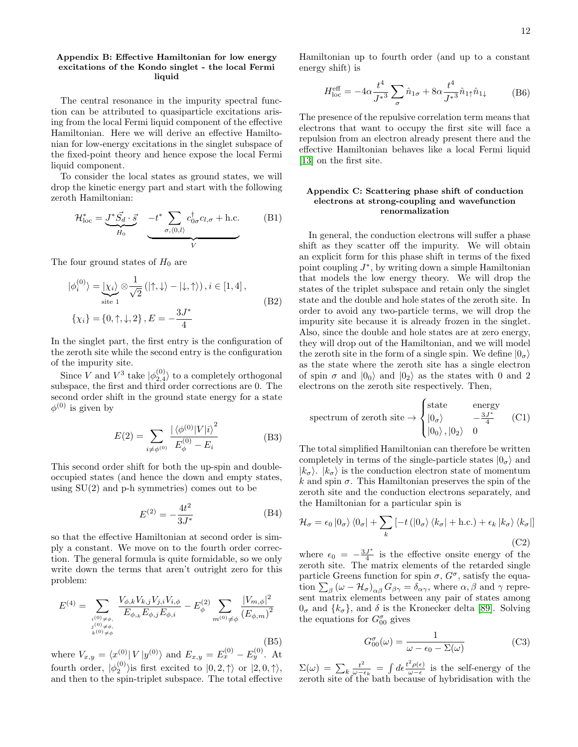### Appendix B: Effective Hamiltonian for low energy excitations of the Kondo singlet - the local Fermi liquid

The central resonance in the impurity spectral function can be attributed to quasiparticle excitations arising from the local Fermi liquid component of the effective Hamiltonian. Here we will derive an effective Hamiltonian for low-energy excitations in the singlet subspace of the fixed-point theory and hence expose the local Fermi liquid component.

To consider the local states as ground states, we will drop the kinetic energy part and start with the following zeroth Hamiltonian:

$$\mathcal{H}^*_{\text{loc}} = \underbrace{J^* \vec{S}_d \cdot \vec{s}}_{H_0} \quad \underbrace{-t^* \sum_{\sigma, \langle 0, l \rangle} c^\dagger_{0\sigma} c_{l,\sigma} + \text{h.c.}}_{V} \tag{B1}$$

The four ground states of $H_0$ are

$$\begin{aligned} |\phi^{(0)}_i\rangle &= \underbrace{|\chi_i\rangle}_{\text{site 1}} \otimes \frac{1}{\sqrt{2}} \left( |\uparrow, \downarrow\rangle - |\downarrow, \uparrow\rangle \right), i \in [1, 4], \\ \{\chi_i\} &= \{0, \uparrow, \downarrow, 2\}, E = -\frac{3J^*}{4} \end{aligned} \tag{B2}$$

In the singlet part, the first entry is the configuration of the zeroth site while the second entry is the configuration of the impurity site.

Since $V$ and $V^3$ take $|\phi^{(0)}_{2,4}\rangle$ to a completely orthogonal subspace, the first and third order corrections are 0. The second order shift in the ground state energy for a state $\phi^{(0)}$ is given by

$$E(2) = \sum_{i \neq \phi^{(0)}} \frac{|\langle \phi^{(0)} | V | i \rangle|^2}{E^{(0)}_\phi - E_i} \tag{B3}$$

This second order shift for both the up-spin and double-occupied states (and hence the down and empty states, using SU(2) and p-h symmetries) comes out to be

$$E^{(2)} = -\frac{4t^2}{3J^*} \tag{B4}$$

so that the effective Hamiltonian at second order is simply a constant. We move on to the fourth order correction. The general formula is quite formidable, so we only write down the terms that aren't outright zero for this problem:

$$E^{(4)} = \sum_{\substack{i^{(0)} \neq \phi, \\ j^{(0)} \neq \phi, \\ k^{(0)} \neq \phi}} \frac{V_{\phi,k} V_{k,j} V_{j,i} V_{i,\phi}}{E_{\phi,k} E_{\phi,j} E_{\phi,i}} - E^{(2)}_\phi \sum_{m^{(0)} \neq \phi} \frac{|V_{m,\phi}|^2}{(E_{\phi,m})^2} \tag{B5}$$

where $V_{x,y} = \langle x^{(0)} | V | y^{(0)} \rangle$ and $E_{x,y} = E^{(0)}_x - E^{(0)}_y$. At fourth order, $|\phi^{(0)}_2\rangle$is first excited to $|0, 2, \uparrow\rangle$ or $|2, 0, \uparrow\rangle$, and then to the spin-triplet subspace. The total effective Hamiltonian up to fourth order (and up to a constant energy shift) is

$$H^{\text{eff}}_{\text{loc}} = -4\alpha \frac{t^4}{{J^*}^3} \sum_\sigma \hat{n}_{1\sigma} + 8\alpha \frac{t^4}{{J^*}^3} \hat{n}_{1\uparrow} \hat{n}_{1\downarrow} \tag{B6}$$

The presence of the repulsive correlation term means that electrons that want to occupy the first site will face a repulsion from an electron already present there and the effective Hamiltonian behaves like a local Fermi liquid [13] on the first site.

### Appendix C: Scattering phase shift of conduction electrons at strong-coupling and wavefunction renormalization

In general, the conduction electrons will suffer a phase shift as they scatter off the impurity. We will obtain an explicit form for this phase shift in terms of the fixed point coupling $J^*$, by writing down a simple Hamiltonian that models the low energy theory. We will drop the states of the triplet subspace and retain only the singlet state and the double and hole states of the zeroth site. In order to avoid any two-particle terms, we will drop the impurity site because it is already frozen in the singlet. Also, since the double and hole states are at zero energy, they will drop out of the Hamiltonian, and we will model the zeroth site in the form of a single spin. We define $|0_\sigma\rangle$ as the state where the zeroth site has a single electron of spin $\sigma$ and $|0_0\rangle$ and $|0_2\rangle$ as the states with 0 and 2 electrons on the zeroth site respectively. Then,

$$\text{spectrum of zeroth site} \rightarrow \begin{cases} \text{state} & \text{energy} \\ |0_\sigma\rangle & -\frac{3J^*}{4} \\ |0_0\rangle, |0_2\rangle & 0 \end{cases} \tag{C1}$$

The total simplified Hamiltonian can therefore be written completely in terms of the single-particle states $|0_\sigma\rangle$ and $|k_\sigma\rangle$. $|k_\sigma\rangle$ is the conduction electron state of momentum $k$ and spin $\sigma$. This Hamiltonian preserves the spin of the zeroth site and the conduction electrons separately, and the Hamiltonian for a particular spin is

$$\mathcal{H}_\sigma = \epsilon_0 |0_\sigma\rangle \langle 0_\sigma| + \sum_k \left[ -t \left( |0_\sigma\rangle \langle k_\sigma| + \text{h.c.} \right) + \epsilon_k |k_\sigma\rangle \langle k_\sigma| \right] \tag{C2}$$

where $\epsilon_0 = -\frac{3J^*}{4}$ is the effective onsite energy of the zeroth site. The matrix elements of the retarded single particle Greens function for spin $\sigma$, $G^\sigma$, satisfy the equation $\sum_\beta (\omega - \mathcal{H}_\sigma)_{\alpha\beta} G_{\beta\gamma} = \delta_{\alpha\gamma}$, where $\alpha, \beta$ and $\gamma$ represent matrix elements between any pair of states among $0_\sigma$ and $\{k_\sigma\}$, and $\delta$ is the Kronecker delta [89]. Solving the equations for $G^\sigma_{00}$ gives

$$G^\sigma_{00}(\omega) = \frac{1}{\omega - \epsilon_0 - \Sigma(\omega)} \tag{C3}$$

$\Sigma(\omega) = \sum_k \frac{t^2}{\omega - \epsilon_k} = \int d\epsilon \frac{t^2 \rho(\epsilon)}{\omega - \epsilon}$ is the self-energy of the zeroth site of the bath because of hybridisation with the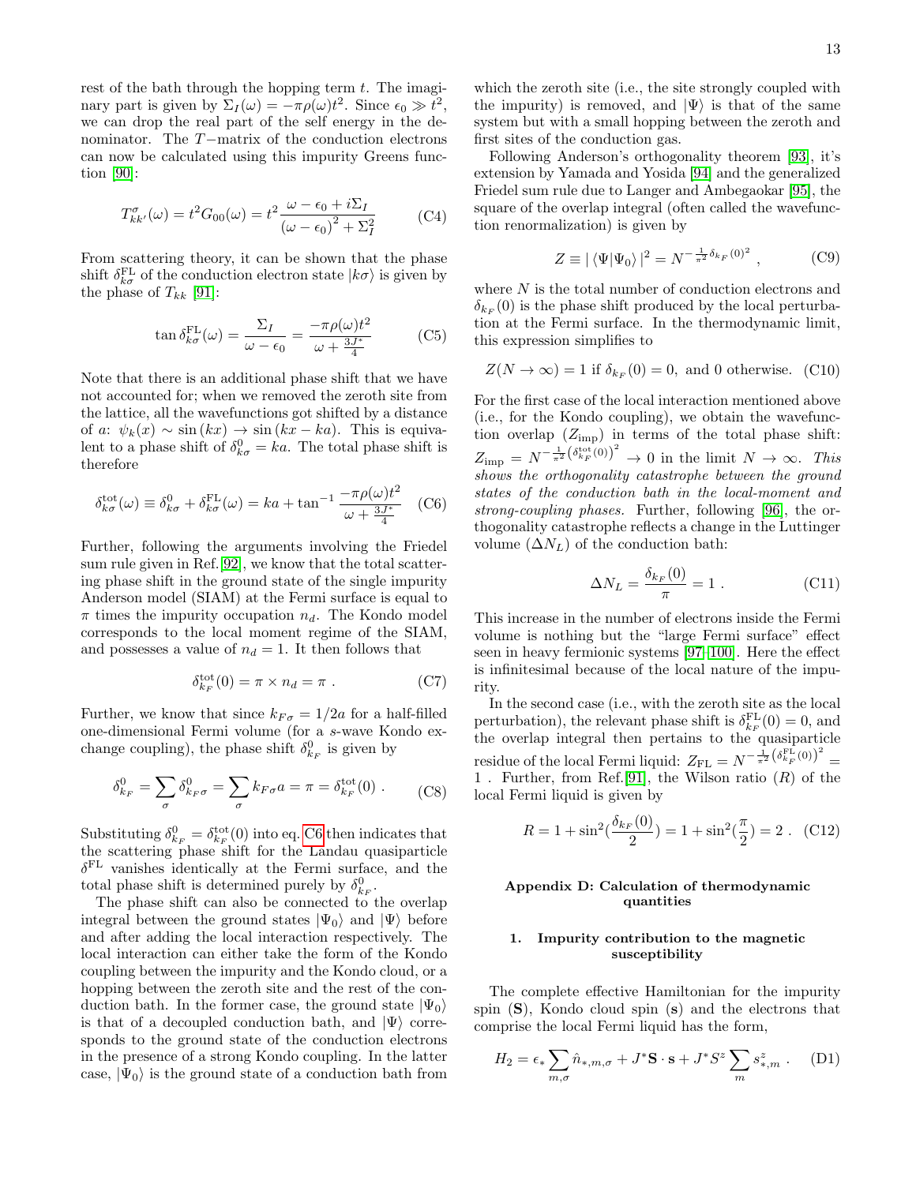rest of the bath through the hopping term $t$. The imaginary part is given by $\Sigma_I(\omega) = -\pi\rho(\omega)t^2$. Since $\epsilon_0 \gg t^2$, we can drop the real part of the self energy in the denominator. The $T-$matrix of the conduction electrons can now be calculated using this impurity Greens function [90]:

$$T^\sigma_{kk'}(\omega) = t^2 G_{00}(\omega) = t^2 \frac{\omega - \epsilon_0 + i\Sigma_I}{\left(\omega - \epsilon_0\right)^2 + \Sigma_I^2} \tag{C4}$$

From scattering theory, it can be shown that the phase shift $\delta^{\text{FL}}_{k\sigma}$ of the conduction electron state $|k\sigma\rangle$ is given by the phase of $T_{kk}$ [91]:

$$\tan\delta^{\text{FL}}_{k\sigma}(\omega) = \frac{\Sigma_I}{\omega - \epsilon_0} = \frac{-\pi\rho(\omega)t^2}{\omega + \frac{3J^*}{4}} \tag{C5}$$

Note that there is an additional phase shift that we have not accounted for; when we removed the zeroth site from the lattice, all the wavefunctions got shifted by a distance of $a$: $\psi_k(x) \sim \sin(kx) \to \sin(kx - ka)$. This is equivalent to a phase shift of $\delta^0_{k\sigma} = ka$. The total phase shift is therefore

$$\delta^{\text{tot}}_{k\sigma}(\omega) \equiv \delta^0_{k\sigma} + \delta^{\text{FL}}_{k\sigma}(\omega) = ka + \tan^{-1}\frac{-\pi\rho(\omega)t^2}{\omega + \frac{3J^*}{4}} \tag{C6}$$

Further, following the arguments involving the Friedel sum rule given in Ref.[92], we know that the total scattering phase shift in the ground state of the single impurity Anderson model (SIAM) at the Fermi surface is equal to $\pi$ times the impurity occupation $n_d$. The Kondo model corresponds to the local moment regime of the SIAM, and possesses a value of $n_d = 1$. It then follows that

$$\delta^{\text{tot}}_{k_F}(0) = \pi \times n_d = \pi \ . \tag{C7}$$

Further, we know that since $k_{F\sigma} = 1/2a$ for a half-filled one-dimensional Fermi volume (for a $s$-wave Kondo exchange coupling), the phase shift $\delta^0_{k_F}$ is given by

$$\delta^0_{k_F} = \sum_\sigma \delta^0_{k_F\sigma} = \sum_\sigma k_{F\sigma}a = \pi = \delta^{\text{tot}}_{k_F}(0) \ . \tag{C8}$$

Substituting $\delta^0_{k_F} = \delta^{\text{tot}}_{k_F}(0)$ into eq. C6 then indicates that the scattering phase shift for the Landau quasiparticle $\delta^{\text{FL}}$ vanishes identically at the Fermi surface, and the total phase shift is determined purely by $\delta^0_{k_F}$.

The phase shift can also be connected to the overlap integral between the ground states $|\Psi_0\rangle$ and $|\Psi\rangle$ before and after adding the local interaction respectively. The local interaction can either take the form of the Kondo coupling between the impurity and the Kondo cloud, or a hopping between the zeroth site and the rest of the conduction bath. In the former case, the ground state $|\Psi_0\rangle$ is that of a decoupled conduction bath, and $|\Psi\rangle$ corresponds to the ground state of the conduction electrons in the presence of a strong Kondo coupling. In the latter case, $|\Psi_0\rangle$ is the ground state of a conduction bath from which the zeroth site (i.e., the site strongly coupled with the impurity) is removed, and $|\Psi\rangle$ is that of the same system but with a small hopping between the zeroth and first sites of the conduction gas.

Following Anderson's orthogonality theorem [93], it's extension by Yamada and Yosida [94] and the generalized Friedel sum rule due to Langer and Ambegaokar [95], the square of the overlap integral (often called the wavefunction renormalization) is given by

$$Z \equiv |\langle\Psi|\Psi_0\rangle|^2 = N^{-\frac{1}{\pi^2}\delta_{k_F}(0)^2} \ , \tag{C9}$$

where $N$ is the total number of conduction electrons and $\delta_{k_F}(0)$ is the phase shift produced by the local perturbation at the Fermi surface. In the thermodynamic limit, this expression simplifies to

$$Z(N \to \infty) = 1 \text{ if } \delta_{k_F}(0) = 0, \text{ and } 0 \text{ otherwise.} \tag{C10}$$

For the first case of the local interaction mentioned above (i.e., for the Kondo coupling), we obtain the wavefunction overlap ($Z_{\text{imp}}$) in terms of the total phase shift: $Z_{\text{imp}} = N^{-\frac{1}{\pi^2}\left(\delta^{\text{tot}}_{k_F}(0)\right)^2} \to 0$ in the limit $N \to \infty$. *This shows the orthogonality catastrophe between the ground states of the conduction bath in the local-moment and strong-coupling phases.* Further, following [96], the orthogonality catastrophe reflects a change in the Luttinger volume ($\Delta N_L$) of the conduction bath:

$$\Delta N_L = \frac{\delta_{k_F}(0)}{\pi} = 1 \ . \tag{C11}$$

This increase in the number of electrons inside the Fermi volume is nothing but the "large Fermi surface" effect seen in heavy fermionic systems [97–100]. Here the effect is infinitesimal because of the local nature of the impurity.

In the second case (i.e., with the zeroth site as the local perturbation), the relevant phase shift is $\delta^{\text{FL}}_{k_F}(0) = 0$, and the overlap integral then pertains to the quasiparticle residue of the local Fermi liquid: $Z_{\text{FL}} = N^{-\frac{1}{\pi^2}\left(\delta^{\text{FL}}_{k_F}(0)\right)^2} = 1$ . Further, from Ref.[91], the Wilson ratio ($R$) of the local Fermi liquid is given by

$$R = 1 + \sin^2(\frac{\delta_{k_F}(0)}{2}) = 1 + \sin^2(\frac{\pi}{2}) = 2 \ . \tag{C12}$$

## Appendix D: Calculation of thermodynamic quantities

### 1. Impurity contribution to the magnetic susceptibility

The complete effective Hamiltonian for the impurity spin ($\mathbf{S}$), Kondo cloud spin ($\mathbf{s}$) and the electrons that comprise the local Fermi liquid has the form,

$$H_2 = \epsilon_* \sum_{m,\sigma} \hat{n}_{*,m,\sigma} + J^*\mathbf{S}\cdot\mathbf{s} + J^* S^z \sum_m s^z_{*,m} \ . \tag{D1}$$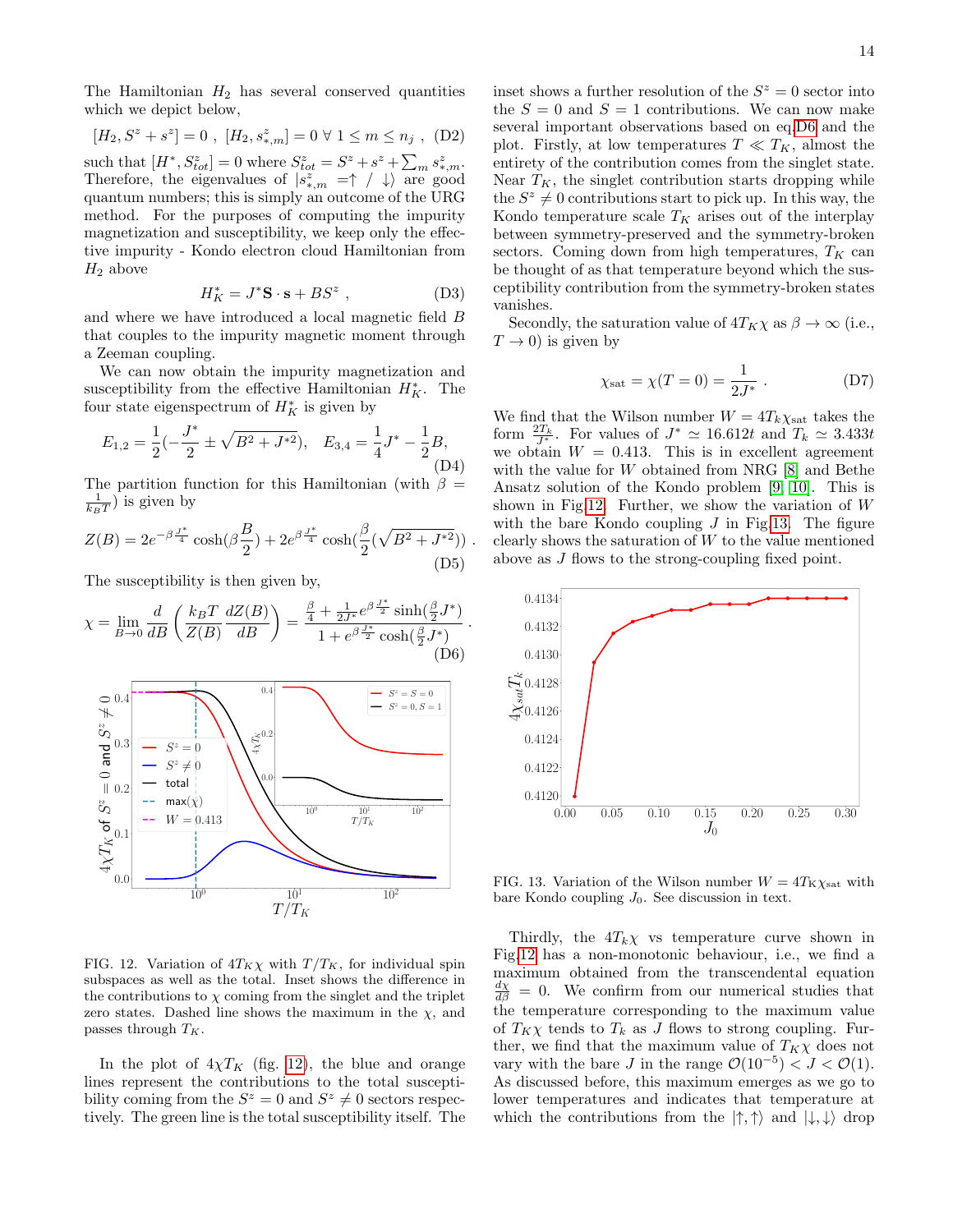The Hamiltonian $H_2$ has several conserved quantities which we depict below,

$$[H_2, S^z + s^z] = 0 \ , \ [H_2, s^z_{*,m}] = 0 \ \forall \ 1 \leqslant m \leqslant n_j \ , \quad \text{(D2)}$$

such that $[H^*, S^z_{tot}] = 0$ where $S^z_{tot} = S^z + s^z + \sum_m s^z_{*,m}$. Therefore, the eigenvalues of $|s^z_{*,m} = \uparrow / \downarrow\rangle$ are good quantum numbers; this is simply an outcome of the URG method. For the purposes of computing the impurity magnetization and susceptibility, we keep only the effective impurity - Kondo electron cloud Hamiltonian from $H_2$ above

$$H^*_K = J^* \mathbf{S} \cdot \mathbf{s} + BS^z \ , \quad \text{(D3)}$$

and where we have introduced a local magnetic field $B$ that couples to the impurity magnetic moment through a Zeeman coupling.

We can now obtain the impurity magnetization and susceptibility from the effective Hamiltonian $H^*_K$. The four state eigenspectrum of $H^*_K$ is given by

$$E_{1,2} = \frac{1}{2}(-\frac{J^*}{2} \pm \sqrt{B^2 + J^{*2}}), \quad E_{3,4} = \frac{1}{4}J^* - \frac{1}{2}B, \quad \text{(D4)}$$

The partition function for this Hamiltonian (with $\beta = \frac{1}{k_B T}$) is given by

$$Z(B) = 2e^{-\beta\frac{J^*}{4}} \cosh(\beta\frac{B}{2}) + 2e^{\beta\frac{J^*}{4}} \cosh(\frac{\beta}{2}(\sqrt{B^2 + J^{*2}})) \ . \quad \text{(D5)}$$

The susceptibility is then given by,

$$\chi = \lim_{B\to 0} \frac{d}{dB}\left(\frac{k_B T}{Z(B)}\frac{dZ(B)}{dB}\right) = \frac{\frac{\beta}{4} + \frac{1}{2J^*}e^{\beta\frac{J^*}{2}}\sinh(\frac{\beta}{2}J^*)}{1 + e^{\beta\frac{J^*}{2}}\cosh(\frac{\beta}{2}J^*)} \ . \quad \text{(D6)}$$

FIG. 12. Variation of $4T_K\chi$ with $T/T_K$, for individual spin subspaces as well as the total. Inset shows the difference in the contributions to $\chi$ coming from the singlet and the triplet zero states. Dashed line shows the maximum in the $\chi$, and passes through $T_K$.

In the plot of $4\chi T_K$ (fig. 12), the blue and orange lines represent the contributions to the total susceptibility coming from the $S^z = 0$ and $S^z \neq 0$ sectors respectively. The green line is the total susceptibility itself. The inset shows a further resolution of the $S^z = 0$ sector into the $S = 0$ and $S = 1$ contributions. We can now make several important observations based on eq.D6 and the plot. Firstly, at low temperatures $T \ll T_K$, almost the entirety of the contribution comes from the singlet state. Near $T_K$, the singlet contribution starts dropping while the $S^z \neq 0$ contributions start to pick up. In this way, the Kondo temperature scale $T_K$ arises out of the interplay between symmetry-preserved and the symmetry-broken sectors. Coming down from high temperatures, $T_K$ can be thought of as that temperature beyond which the susceptibility contribution from the symmetry-broken states vanishes.

Secondly, the saturation value of $4T_K\chi$ as $\beta \to \infty$ (i.e., $T \to 0$) is given by

$$\chi_{\text{sat}} = \chi(T=0) = \frac{1}{2J^*} \ . \quad \text{(D7)}$$

We find that the Wilson number $W = 4T_K\chi_{\text{sat}}$ takes the form $\frac{2T_k}{J^*}$. For values of $J^* \simeq 16.612t$ and $T_k \simeq 3.433t$ we obtain $W = 0.413$. This is in excellent agreement with the value for $W$ obtained from NRG [8] and Bethe Ansatz solution of the Kondo problem [9, 10]. This is shown in Fig.12. Further, we show the variation of $W$ with the bare Kondo coupling $J$ in Fig.13. The figure clearly shows the saturation of $W$ to the value mentioned above as $J$ flows to the strong-coupling fixed point.

FIG. 13. Variation of the Wilson number $W = 4T_K\chi_{\text{sat}}$ with bare Kondo coupling $J_0$. See discussion in text.

Thirdly, the $4T_k\chi$ vs temperature curve shown in Fig.12 has a non-monotonic behaviour, i.e., we find a maximum obtained from the transcendental equation $\frac{d\chi}{d\beta} = 0$. We confirm from our numerical studies that the temperature corresponding to the maximum value of $T_K\chi$ tends to $T_k$ as $J$ flows to strong coupling. Further, we find that the maximum value of $T_K\chi$ does not vary with the bare $J$ in the range $\mathcal{O}(10^{-5}) < J < \mathcal{O}(1)$. As discussed before, this maximum emerges as we go to lower temperatures and indicates that temperature at which the contributions from the $|\uparrow,\uparrow\rangle$ and $|\downarrow,\downarrow\rangle$ drop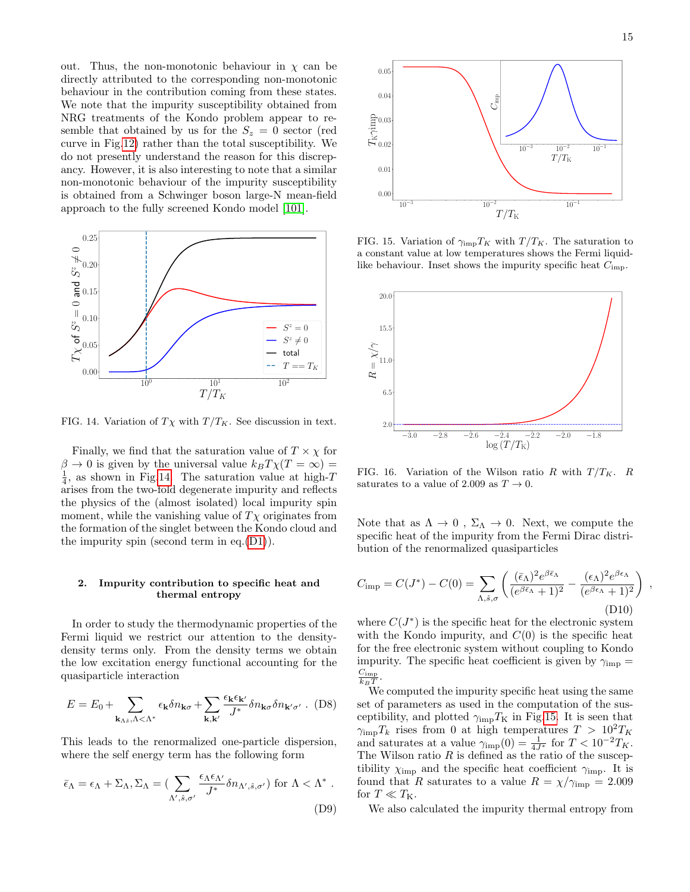out. Thus, the non-monotonic behaviour in $\chi$ can be directly attributed to the corresponding non-monotonic behaviour in the contribution coming from these states. We note that the impurity susceptibility obtained from NRG treatments of the Kondo problem appear to resemble that obtained by us for the $S_z = 0$ sector (red curve in Fig.12) rather than the total susceptibility. We do not presently understand the reason for this discrepancy. However, it is also interesting to note that a similar non-monotonic behaviour of the impurity susceptibility is obtained from a Schwinger boson large-N mean-field approach to the fully screened Kondo model [101].

FIG. 14. Variation of $T\chi$ with $T/T_K$. See discussion in text.

Finally, we find that the saturation value of $T \times \chi$ for $\beta \to 0$ is given by the universal value $k_B T\chi(T = \infty) = \frac{1}{4}$, as shown in Fig.14. The saturation value at high-$T$ arises from the two-fold degenerate impurity and reflects the physics of the (almost isolated) local impurity spin moment, while the vanishing value of $T\chi$ originates from the formation of the singlet between the Kondo cloud and the impurity spin (second term in eq.(D1)).

### 2. Impurity contribution to specific heat and thermal entropy

In order to study the thermodynamic properties of the Fermi liquid we restrict our attention to the density-density terms only. From the density terms we obtain the low excitation energy functional accounting for the quasiparticle interaction

$$E = E_0 + \sum_{\mathbf{k}_{\Lambda\hat{s}},\Lambda<\Lambda^*} \epsilon_{\mathbf{k}} \delta n_{\mathbf{k}\sigma} + \sum_{\mathbf{k},\mathbf{k}'} \frac{\epsilon_{\mathbf{k}}\epsilon_{\mathbf{k}'}}{J^*} \delta n_{\mathbf{k}\sigma} \delta n_{\mathbf{k}'\sigma'} \ . \quad \text{(D8)}$$

This leads to the renormalized one-particle dispersion, where the self energy term has the following form

$$\bar{\epsilon}_\Lambda = \epsilon_\Lambda + \Sigma_\Lambda, \Sigma_\Lambda = \Big(\sum_{\Lambda',\hat{s},\sigma'} \frac{\epsilon_\Lambda \epsilon_{\Lambda'}}{J^*} \delta n_{\Lambda',\hat{s},\sigma'}\Big) \text{ for } \Lambda < \Lambda^* \ . \quad \text{(D9)}$$

FIG. 15. Variation of $\gamma_{\text{imp}} T_K$ with $T/T_K$. The saturation to a constant value at low temperatures shows the Fermi liquid-like behaviour. Inset shows the impurity specific heat $C_{\text{imp}}$.

FIG. 16. Variation of the Wilson ratio $R$ with $T/T_K$. $R$ saturates to a value of 2.009 as $T \to 0$.

Note that as $\Lambda \to 0$ , $\Sigma_\Lambda \to 0$. Next, we compute the specific heat of the impurity from the Fermi Dirac distribution of the renormalized quasiparticles

$$C_{\text{imp}} = C(J^*) - C(0) = \sum_{\Lambda,\hat{s},\sigma} \left( \frac{(\bar{\epsilon}_\Lambda)^2 e^{\beta\bar{\epsilon}_\Lambda}}{(e^{\beta\bar{\epsilon}_\Lambda}+1)^2} - \frac{(\epsilon_\Lambda)^2 e^{\beta\epsilon_\Lambda}}{(e^{\beta\epsilon_\Lambda}+1)^2} \right) , \quad \text{(D10)}$$

where $C(J^*)$ is the specific heat for the electronic system with the Kondo impurity, and $C(0)$ is the specific heat for the free electronic system without coupling to Kondo impurity. The specific heat coefficient is given by $\gamma_{\text{imp}} = \frac{C_{\text{imp}}}{k_B T}$.

We computed the impurity specific heat using the same set of parameters as used in the computation of the susceptibility, and plotted $\gamma_{\text{imp}} T_{\text{K}}$ in Fig.15. It is seen that $\gamma_{\text{imp}} T_k$ rises from 0 at high temperatures $T > 10^2 T_K$ and saturates at a value $\gamma_{\text{imp}}(0) = \frac{1}{4J^*}$ for $T < 10^{-2} T_K$. The Wilson ratio $R$ is defined as the ratio of the susceptibility $\chi_{\text{imp}}$ and the specific heat coefficient $\gamma_{\text{imp}}$. It is found that $R$ saturates to a value $R = \chi/\gamma_{\text{imp}} = 2.009$ for $T \ll T_{\text{K}}$.

We also calculated the impurity thermal entropy from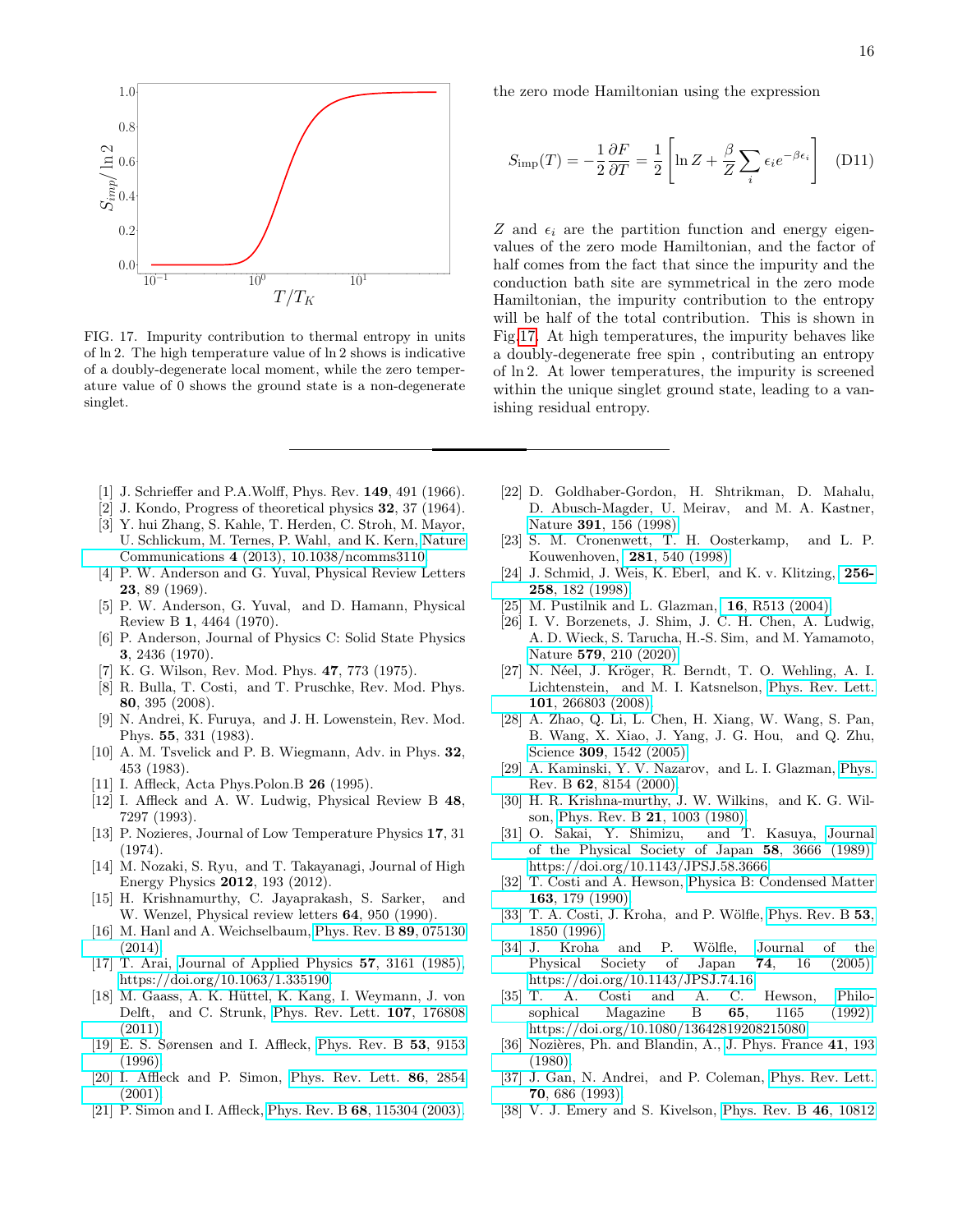FIG. 17. Impurity contribution to thermal entropy in units of $\ln 2$. The high temperature value of $\ln 2$ shows is indicative of a doubly-degenerate local moment, while the zero temperature value of 0 shows the ground state is a non-degenerate singlet.

the zero mode Hamiltonian using the expression

$$S_{\text{imp}}(T) = -\frac{1}{2}\frac{\partial F}{\partial T} = \frac{1}{2}\left[\ln Z + \frac{\beta}{Z}\sum_i \epsilon_i e^{-\beta\epsilon_i}\right] \quad \text{(D11)}$$

$Z$ and $\epsilon_i$ are the partition function and energy eigenvalues of the zero mode Hamiltonian, and the factor of half comes from the fact that since the impurity and the conduction bath site are symmetrical in the zero mode Hamiltonian, the impurity contribution to the entropy will be half of the total contribution. This is shown in Fig.17. At high temperatures, the impurity behaves like a doubly-degenerate free spin , contributing an entropy of $\ln 2$. At lower temperatures, the impurity is screened within the unique singlet ground state, leading to a vanishing residual entropy.

---

[1] J. Schrieffer and P.A.Wolff, Phys. Rev. **149**, 491 (1966).
[2] J. Kondo, Progress of theoretical physics **32**, 37 (1964).
[3] Y. hui Zhang, S. Kahle, T. Herden, C. Stroh, M. Mayor, U. Schlickum, M. Ternes, P. Wahl, and K. Kern, Nature Communications **4** (2013), 10.1038/ncomms3110.
[4] P. W. Anderson and G. Yuval, Physical Review Letters **23**, 89 (1969).
[5] P. W. Anderson, G. Yuval, and D. Hamann, Physical Review B **1**, 4464 (1970).
[6] P. Anderson, Journal of Physics C: Solid State Physics **3**, 2436 (1970).
[7] K. G. Wilson, Rev. Mod. Phys. **47**, 773 (1975).
[8] R. Bulla, T. Costi, and T. Pruschke, Rev. Mod. Phys. **80**, 395 (2008).
[9] N. Andrei, K. Furuya, and J. H. Lowenstein, Rev. Mod. Phys. **55**, 331 (1983).
[10] A. M. Tsvelick and P. B. Wiegmann, Adv. in Phys. **32**, 453 (1983).
[11] I. Affleck, Acta Phys.Polon.B **26** (1995).
[12] I. Affleck and A. W. Ludwig, Physical Review B **48**, 7297 (1993).
[13] P. Nozieres, Journal of Low Temperature Physics **17**, 31 (1974).
[14] M. Nozaki, S. Ryu, and T. Takayanagi, Journal of High Energy Physics **2012**, 193 (2012).
[15] H. Krishnamurthy, C. Jayaprakash, S. Sarker, and W. Wenzel, Physical review letters **64**, 950 (1990).
[16] M. Hanl and A. Weichselbaum, Phys. Rev. B **89**, 075130 (2014).
[17] T. Arai, Journal of Applied Physics **57**, 3161 (1985), https://doi.org/10.1063/1.335190.
[18] M. Gaass, A. K. Hüttel, K. Kang, I. Weymann, J. von Delft, and C. Strunk, Phys. Rev. Lett. **107**, 176808 (2011).
[19] E. S. Sørensen and I. Affleck, Phys. Rev. B **53**, 9153 (1996).
[20] I. Affleck and P. Simon, Phys. Rev. Lett. **86**, 2854 (2001).
[21] P. Simon and I. Affleck, Phys. Rev. B **68**, 115304 (2003).
[22] D. Goldhaber-Gordon, H. Shtrikman, D. Mahalu, D. Abusch-Magder, U. Meirav, and M. A. Kastner, Nature **391**, 156 (1998).
[23] S. M. Cronenwett, T. H. Oosterkamp, and L. P. Kouwenhoven, **281**, 540 (1998).
[24] J. Schmid, J. Weis, K. Eberl, and K. v. Klitzing, **256-258**, 182 (1998).
[25] M. Pustilnik and L. Glazman, **16**, R513 (2004).
[26] I. V. Borzenets, J. Shim, J. C. H. Chen, A. Ludwig, A. D. Wieck, S. Tarucha, H.-S. Sim, and M. Yamamoto, Nature **579**, 210 (2020).
[27] N. Néel, J. Kröger, R. Berndt, T. O. Wehling, A. I. Lichtenstein, and M. I. Katsnelson, Phys. Rev. Lett. **101**, 266803 (2008).
[28] A. Zhao, Q. Li, L. Chen, H. Xiang, W. Wang, S. Pan, B. Wang, X. Xiao, J. Yang, J. G. Hou, and Q. Zhu, Science **309**, 1542 (2005).
[29] A. Kaminski, Y. V. Nazarov, and L. I. Glazman, Phys. Rev. B **62**, 8154 (2000).
[30] H. R. Krishna-murthy, J. W. Wilkins, and K. G. Wilson, Phys. Rev. B **21**, 1003 (1980).
[31] O. Sakai, Y. Shimizu, and T. Kasuya, Journal of the Physical Society of Japan **58**, 3666 (1989), https://doi.org/10.1143/JPSJ.58.3666.
[32] T. Costi and A. Hewson, Physica B: Condensed Matter **163**, 179 (1990).
[33] T. A. Costi, J. Kroha, and P. Wölfle, Phys. Rev. B **53**, 1850 (1996).
[34] J. Kroha and P. Wölfle, Journal of the Physical Society of Japan **74**, 16 (2005), https://doi.org/10.1143/JPSJ.74.16.
[35] T. A. Costi and A. C. Hewson, Philosophical Magazine B **65**, 1165 (1992), https://doi.org/10.1080/13642819208215080.
[36] Nozières, Ph. and Blandin, A., J. Phys. France **41**, 193 (1980).
[37] J. Gan, N. Andrei, and P. Coleman, Phys. Rev. Lett. **70**, 686 (1993).
[38] V. J. Emery and S. Kivelson, Phys. Rev. B **46**, 10812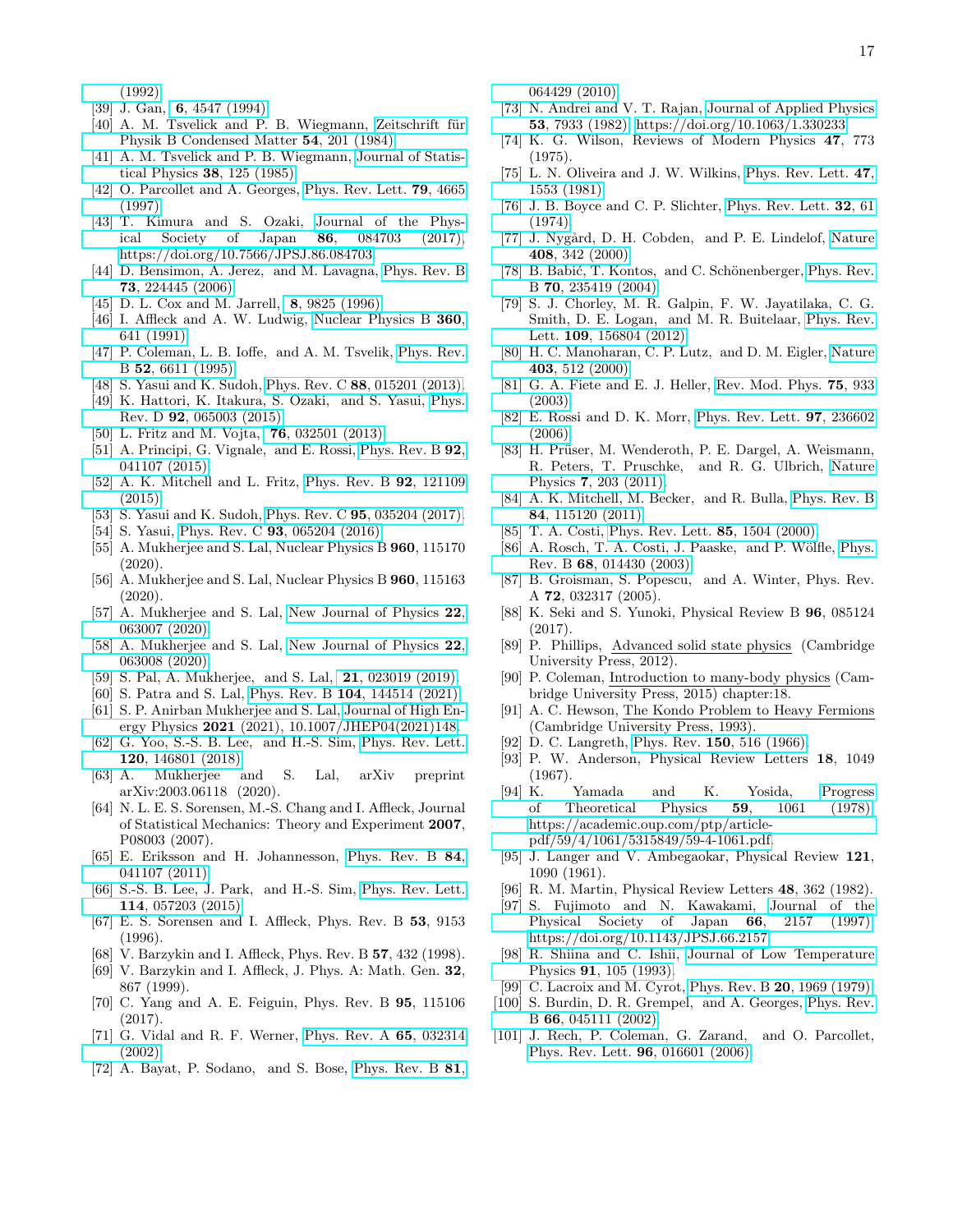(1992).

[39] J. Gan, **6**, 4547 (1994).

[40] A. M. Tsvelick and P. B. Wiegmann, Zeitschrift für Physik B Condensed Matter **54**, 201 (1984).

[41] A. M. Tsvelick and P. B. Wiegmann, Journal of Statistical Physics **38**, 125 (1985).

[42] O. Parcollet and A. Georges, Phys. Rev. Lett. **79**, 4665 (1997).

[43] T. Kimura and S. Ozaki, Journal of the Physical Society of Japan **86**, 084703 (2017), https://doi.org/10.7566/JPSJ.86.084703.

[44] D. Bensimon, A. Jerez, and M. Lavagna, Phys. Rev. B **73**, 224445 (2006).

[45] D. L. Cox and M. Jarrell, **8**, 9825 (1996).

[46] I. Affleck and A. W. Ludwig, Nuclear Physics B **360**, 641 (1991).

[47] P. Coleman, L. B. Ioffe, and A. M. Tsvelik, Phys. Rev. B **52**, 6611 (1995).

[48] S. Yasui and K. Sudoh, Phys. Rev. C **88**, 015201 (2013).

[49] K. Hattori, K. Itakura, S. Ozaki, and S. Yasui, Phys. Rev. D **92**, 065003 (2015).

[50] L. Fritz and M. Vojta, **76**, 032501 (2013).

[51] A. Principi, G. Vignale, and E. Rossi, Phys. Rev. B **92**, 041107 (2015).

[52] A. K. Mitchell and L. Fritz, Phys. Rev. B **92**, 121109 (2015).

[53] S. Yasui and K. Sudoh, Phys. Rev. C **95**, 035204 (2017).

[54] S. Yasui, Phys. Rev. C **93**, 065204 (2016).

[55] A. Mukherjee and S. Lal, Nuclear Physics B **960**, 115170 (2020).

[56] A. Mukherjee and S. Lal, Nuclear Physics B **960**, 115163 (2020).

[57] A. Mukherjee and S. Lal, New Journal of Physics **22**, 063007 (2020).

[58] A. Mukherjee and S. Lal, New Journal of Physics **22**, 063008 (2020).

[59] S. Pal, A. Mukherjee, and S. Lal, **21**, 023019 (2019).

[60] S. Patra and S. Lal, Phys. Rev. B **104**, 144514 (2021).

[61] S. P. Anirban Mukherjee and S. Lal, Journal of High Energy Physics **2021** (2021), 10.1007/JHEP04(2021)148.

[62] G. Yoo, S.-S. B. Lee, and H.-S. Sim, Phys. Rev. Lett. **120**, 146801 (2018).

[63] A. Mukherjee and S. Lal, arXiv preprint arXiv:2003.06118 (2020).

[64] N. L. E. S. Sorensen, M.-S. Chang and I. Affleck, Journal of Statistical Mechanics: Theory and Experiment **2007**, P08003 (2007).

[65] E. Eriksson and H. Johannesson, Phys. Rev. B **84**, 041107 (2011).

[66] S.-S. B. Lee, J. Park, and H.-S. Sim, Phys. Rev. Lett. **114**, 057203 (2015).

[67] E. S. Sorensen and I. Affleck, Phys. Rev. B **53**, 9153 (1996).

[68] V. Barzykin and I. Affleck, Phys. Rev. B **57**, 432 (1998).

[69] V. Barzykin and I. Affleck, J. Phys. A: Math. Gen. **32**, 867 (1999).

[70] C. Yang and A. E. Feiguin, Phys. Rev. B **95**, 115106 (2017).

[71] G. Vidal and R. F. Werner, Phys. Rev. A **65**, 032314 (2002).

[72] A. Bayat, P. Sodano, and S. Bose, Phys. Rev. B **81**, 064429 (2010).

[73] N. Andrei and V. T. Rajan, Journal of Applied Physics **53**, 7933 (1982), https://doi.org/10.1063/1.330233.

[74] K. G. Wilson, Reviews of Modern Physics **47**, 773 (1975).

[75] L. N. Oliveira and J. W. Wilkins, Phys. Rev. Lett. **47**, 1553 (1981).

[76] J. B. Boyce and C. P. Slichter, Phys. Rev. Lett. **32**, 61 (1974).

[77] J. Nygård, D. H. Cobden, and P. E. Lindelof, Nature **408**, 342 (2000).

[78] B. Babić, T. Kontos, and C. Schönenberger, Phys. Rev. B **70**, 235419 (2004).

[79] S. J. Chorley, M. R. Galpin, F. W. Jayatilaka, C. G. Smith, D. E. Logan, and M. R. Buitelaar, Phys. Rev. Lett. **109**, 156804 (2012).

[80] H. C. Manoharan, C. P. Lutz, and D. M. Eigler, Nature **403**, 512 (2000).

[81] G. A. Fiete and E. J. Heller, Rev. Mod. Phys. **75**, 933 (2003).

[82] E. Rossi and D. K. Morr, Phys. Rev. Lett. **97**, 236602 (2006).

[83] H. Prüser, M. Wenderoth, P. E. Dargel, A. Weismann, R. Peters, T. Pruschke, and R. G. Ulbrich, Nature Physics **7**, 203 (2011).

[84] A. K. Mitchell, M. Becker, and R. Bulla, Phys. Rev. B **84**, 115120 (2011).

[85] T. A. Costi, Phys. Rev. Lett. **85**, 1504 (2000).

[86] A. Rosch, T. A. Costi, J. Paaske, and P. Wölfle, Phys. Rev. B **68**, 014430 (2003).

[87] B. Groisman, S. Popescu, and A. Winter, Phys. Rev. A **72**, 032317 (2005).

[88] K. Seki and S. Yunoki, Physical Review B **96**, 085124 (2017).

[89] P. Phillips, Advanced solid state physics (Cambridge University Press, 2012).

[90] P. Coleman, Introduction to many-body physics (Cambridge University Press, 2015) chapter:18.

[91] A. C. Hewson, The Kondo Problem to Heavy Fermions (Cambridge University Press, 1993).

[92] D. C. Langreth, Phys. Rev. **150**, 516 (1966).

[93] P. W. Anderson, Physical Review Letters **18**, 1049 (1967).

[94] K. Yamada and K. Yosida, Progress of Theoretical Physics **59**, 1061 (1978), https://academic.oup.com/ptp/article-pdf/59/4/1061/5315849/59-4-1061.pdf.

[95] J. Langer and V. Ambegaokar, Physical Review **121**, 1090 (1961).

[96] R. M. Martin, Physical Review Letters **48**, 362 (1982).

[97] S. Fujimoto and N. Kawakami, Journal of the Physical Society of Japan **66**, 2157 (1997), https://doi.org/10.1143/JPSJ.66.2157.

[98] R. Shiina and C. Ishii, Journal of Low Temperature Physics **91**, 105 (1993).

[99] C. Lacroix and M. Cyrot, Phys. Rev. B **20**, 1969 (1979).

[100] S. Burdin, D. R. Grempel, and A. Georges, Phys. Rev. B **66**, 045111 (2002).

[101] J. Rech, P. Coleman, G. Zarand, and O. Parcollet, Phys. Rev. Lett. **96**, 016601 (2006).